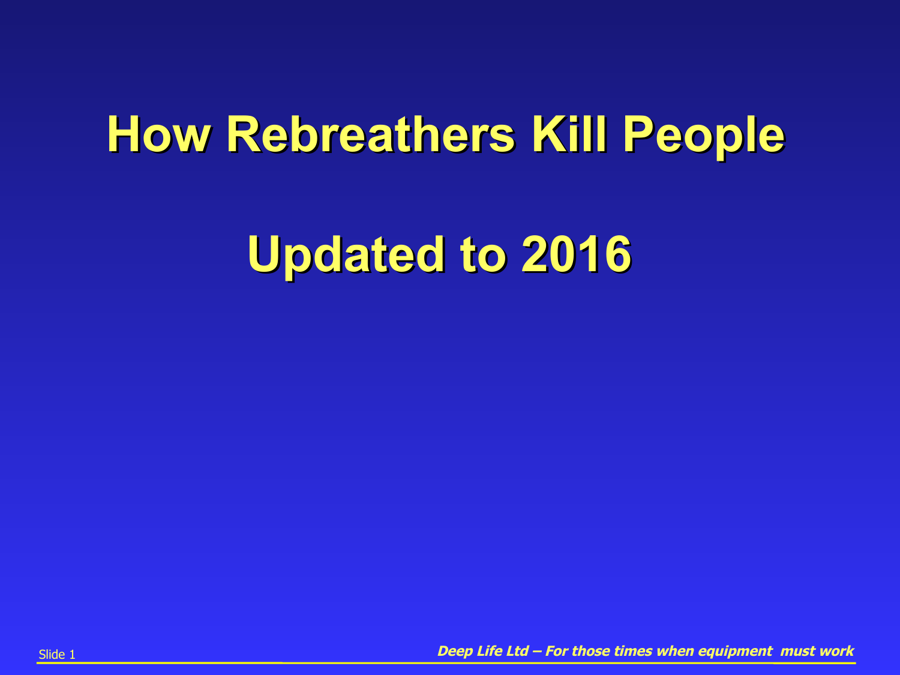# How Rebreathers Kill People

# Updated to 2016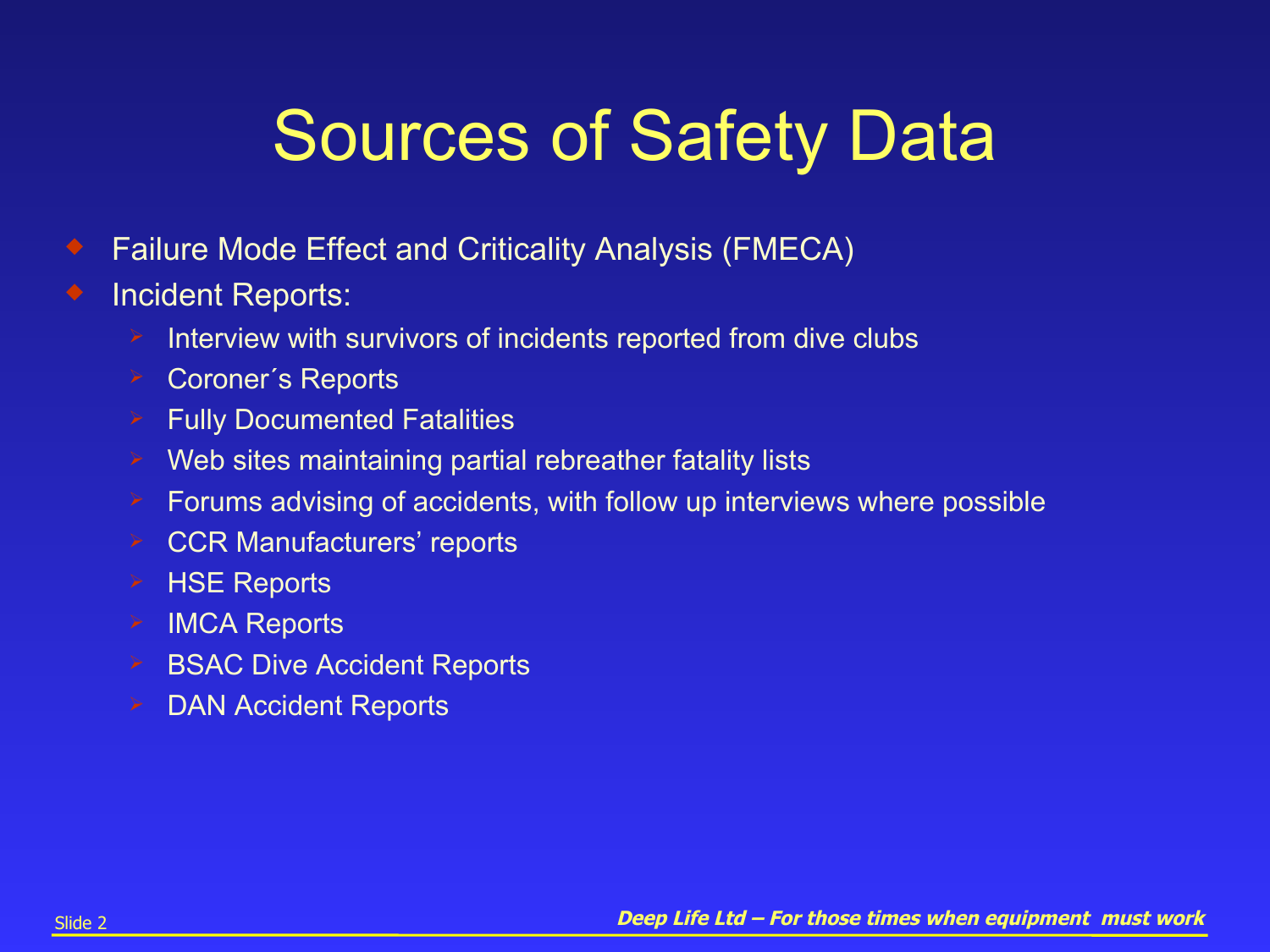# Sources of Safety Data

- Failure Mode Effect and Criticality Analysis (FMECA)
- Incident Reports:
  - Interview with survivors of incidents reported from dive clubs
  - Coroner´s Reports
  - Fully Documented Fatalities
  - Web sites maintaining partial rebreather fatality lists
  - Forums advising of accidents, with follow up interviews where possible
  - CCR Manufacturers' reports
  - HSE Reports
  - IMCA Reports
  - BSAC Dive Accident Reports
  - DAN Accident Reports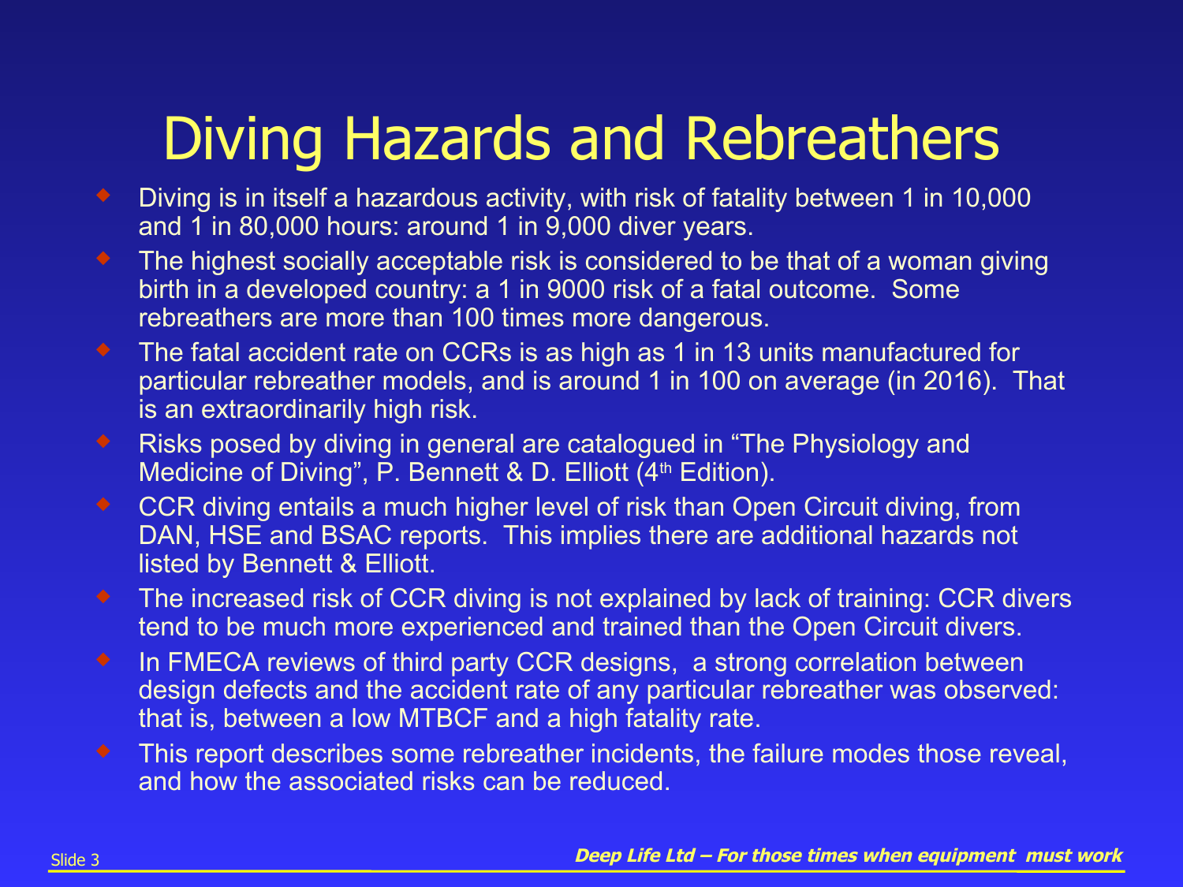# Diving Hazards and Rebreathers

- Diving is in itself a hazardous activity, with risk of fatality between 1 in 10,000 and 1 in 80,000 hours: around 1 in 9,000 diver years.
- The highest socially acceptable risk is considered to be that of a woman giving birth in a developed country: a 1 in 9000 risk of a fatal outcome. Some rebreathers are more than 100 times more dangerous.
- The fatal accident rate on CCRs is as high as 1 in 13 units manufactured for particular rebreather models, and is around 1 in 100 on average (in 2016). That is an extraordinarily high risk.
- Risks posed by diving in general are catalogued in "The Physiology and Medicine of Diving", P. Bennett & D. Elliott (4th Edition).
- CCR diving entails a much higher level of risk than Open Circuit diving, from DAN, HSE and BSAC reports. This implies there are additional hazards not listed by Bennett & Elliott.
- The increased risk of CCR diving is not explained by lack of training: CCR divers tend to be much more experienced and trained than the Open Circuit divers.
- In FMECA reviews of third party CCR designs, a strong correlation between design defects and the accident rate of any particular rebreather was observed: that is, between a low MTBCF and a high fatality rate.
- This report describes some rebreather incidents, the failure modes those reveal, and how the associated risks can be reduced.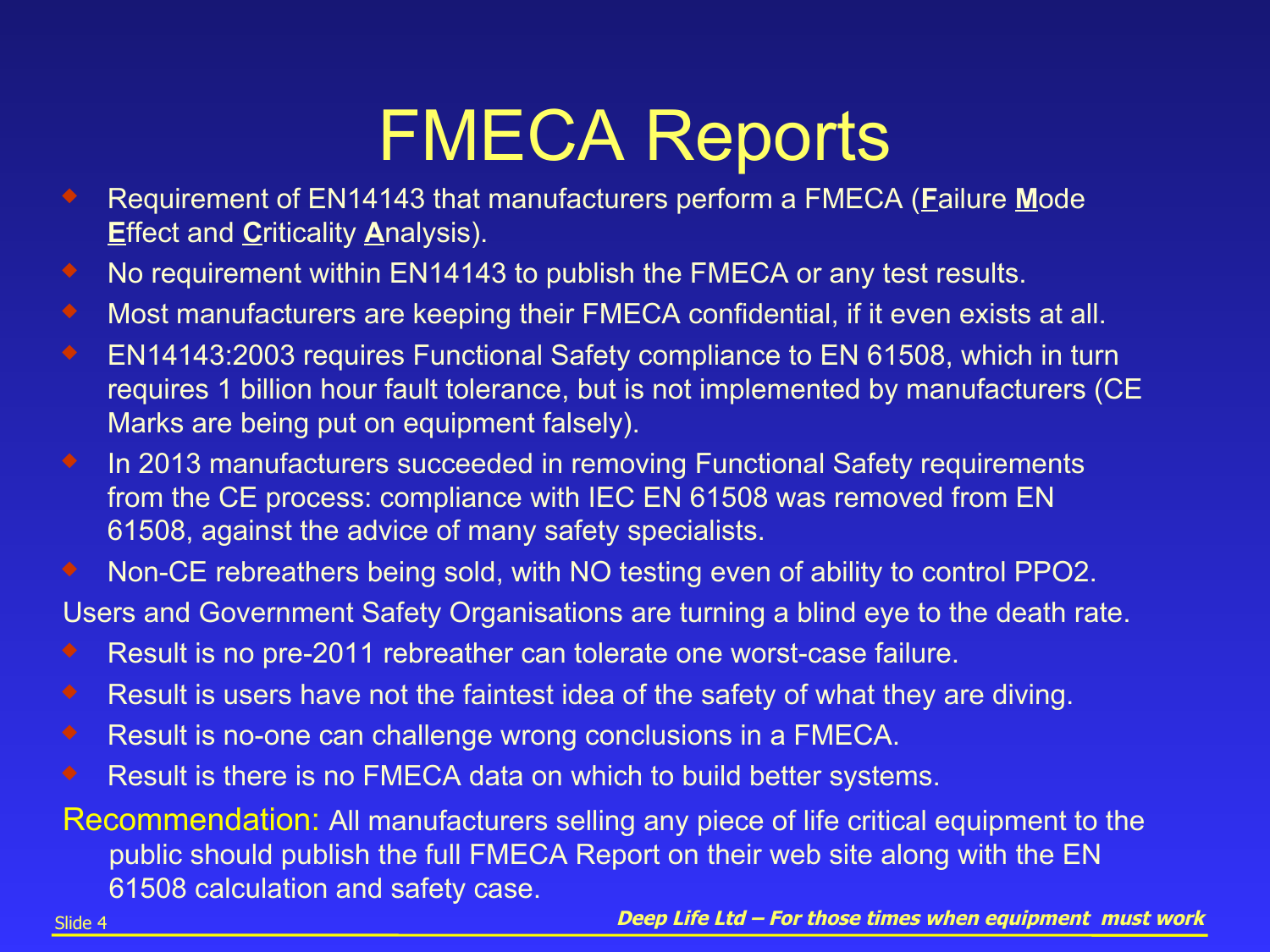# FMECA Reports

- Requirement of EN14143 that manufacturers perform a FMECA (**F**ailure **M**ode **E**ffect and **C**riticality **A**nalysis).
- No requirement within EN14143 to publish the FMECA or any test results.
- Most manufacturers are keeping their FMECA confidential, if it even exists at all.
- EN14143:2003 requires Functional Safety compliance to EN 61508, which in turn requires 1 billion hour fault tolerance, but is not implemented by manufacturers (CE Marks are being put on equipment falsely).
- In 2013 manufacturers succeeded in removing Functional Safety requirements from the CE process: compliance with IEC EN 61508 was removed from EN 61508, against the advice of many safety specialists.
- Non-CE rebreathers being sold, with NO testing even of ability to control PPO2.

Users and Government Safety Organisations are turning a blind eye to the death rate.

- Result is no pre-2011 rebreather can tolerate one worst-case failure.
- Result is users have not the faintest idea of the safety of what they are diving.
- Result is no-one can challenge wrong conclusions in a FMECA.
- Result is there is no FMECA data on which to build better systems.

Recommendation: All manufacturers selling any piece of life critical equipment to the public should publish the full FMECA Report on their web site along with the EN 61508 calculation and safety case.

***Deep Life Ltd – For those times when equipment must work***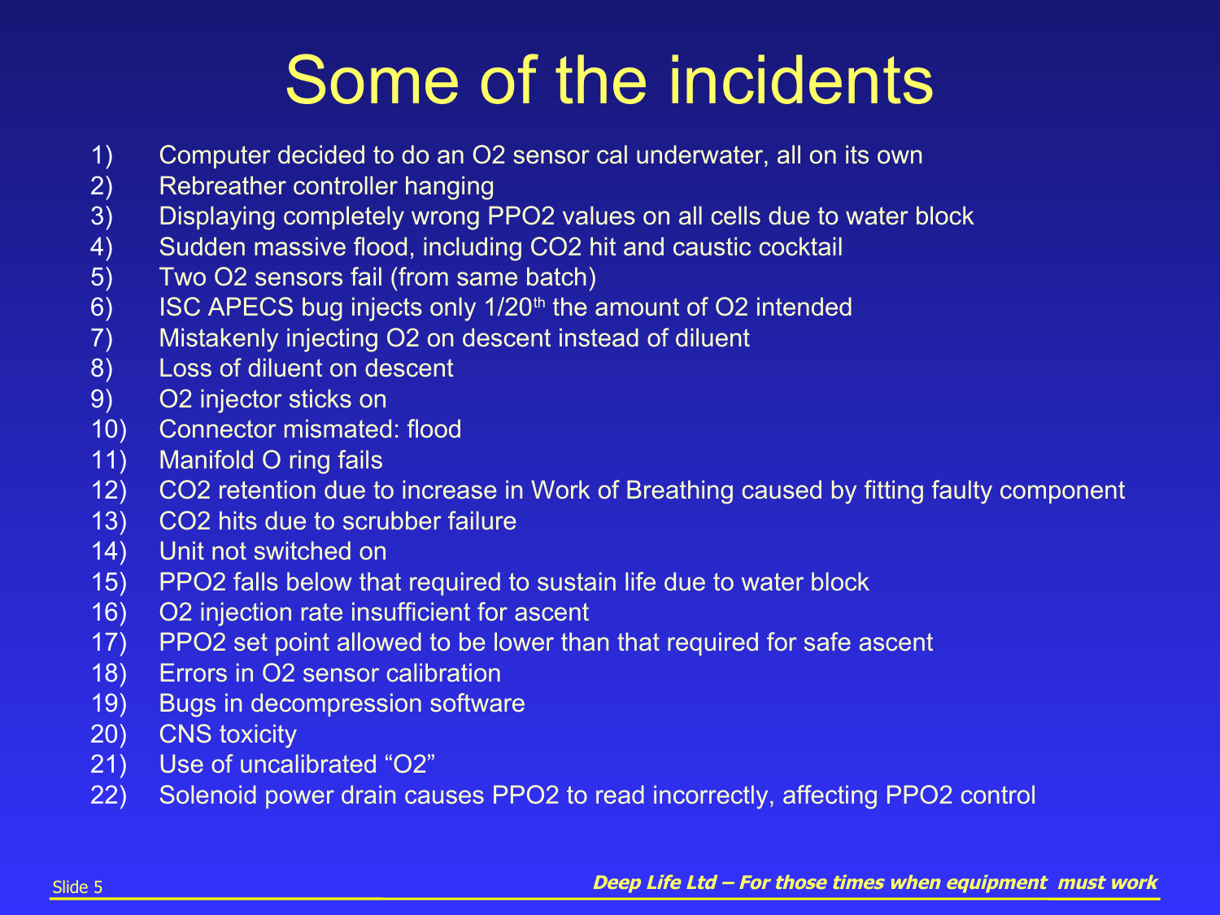# Some of the incidents

1) Computer decided to do an $O_2$ sensor cal underwater, all on its own
2) Rebreather controller hanging
3) Displaying completely wrong $PPO_2$ values on all cells due to water block
4) Sudden massive flood, including $CO_2$ hit and caustic cocktail
5) Two $O_2$ sensors fail (from same batch)
6) ISC APECS bug injects only 1/20$^{th}$ the amount of $O_2$ intended
7) Mistakenly injecting $O_2$ on descent instead of diluent
8) Loss of diluent on descent
9) $O_2$ injector sticks on
10) Connector mismated: flood
11) Manifold O ring fails
12) $CO_2$ retention due to increase in Work of Breathing caused by fitting faulty component
13) $CO_2$ hits due to scrubber failure
14) Unit not switched on
15) $PPO_2$ falls below that required to sustain life due to water block
16) $O_2$ injection rate insufficient for ascent
17) $PPO_2$ set point allowed to be lower than that required for safe ascent
18) Errors in $O_2$ sensor calibration
19) Bugs in decompression software
20) CNS toxicity
21) Use of uncalibrated “$O_2$”
22) Solenoid power drain causes $PPO_2$ to read incorrectly, affecting $PPO_2$ control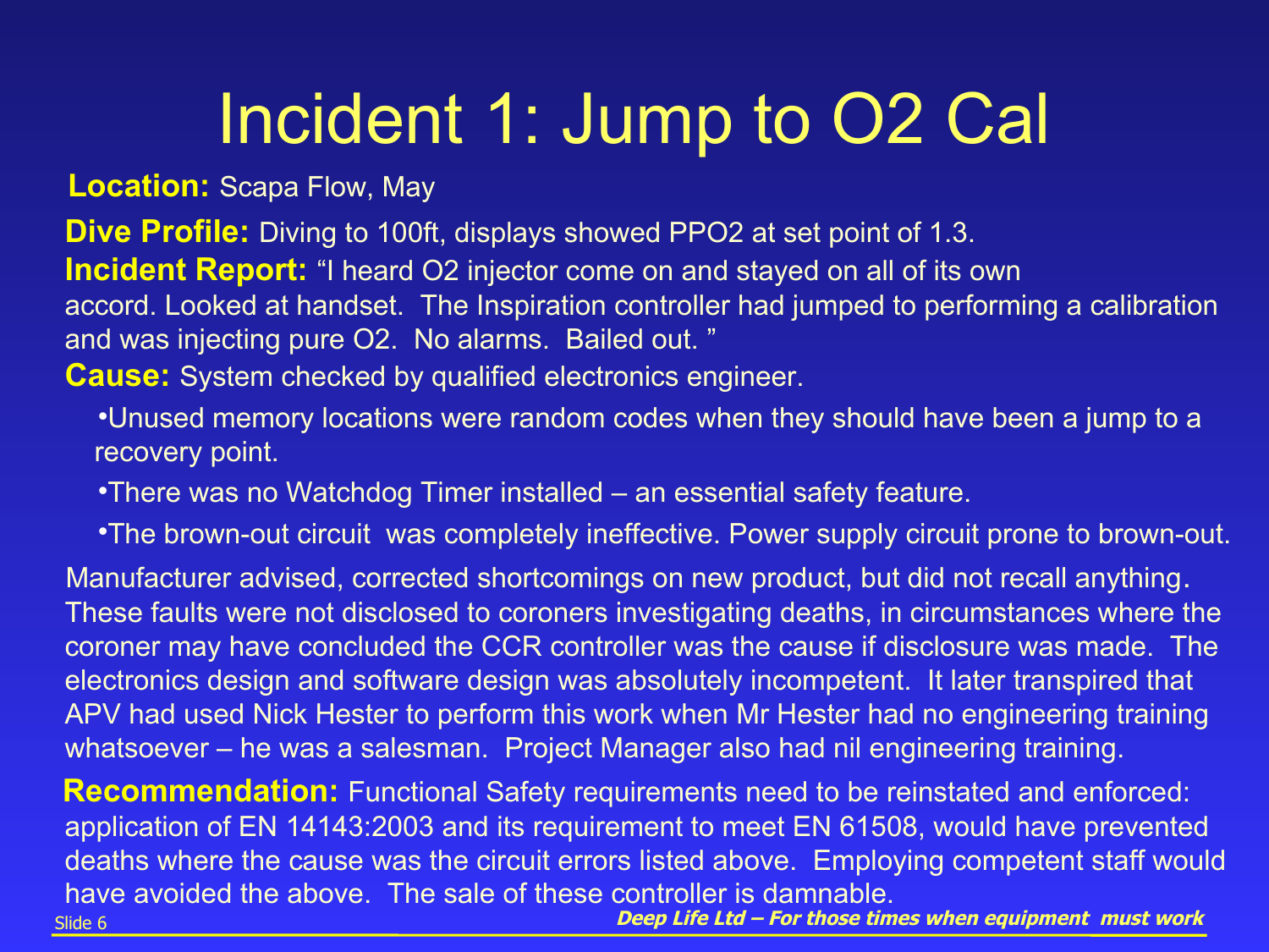# Incident 1: Jump to O2 Cal

**Location:** Scapa Flow, May

**Dive Profile:** Diving to 100ft, displays showed PPO2 at set point of 1.3.

**Incident Report:** "I heard O2 injector come on and stayed on all of its own accord. Looked at handset. The Inspiration controller had jumped to performing a calibration and was injecting pure O2. No alarms. Bailed out. "

**Cause:** System checked by qualified electronics engineer.

- Unused memory locations were random codes when they should have been a jump to a recovery point.
- There was no Watchdog Timer installed – an essential safety feature.
- The brown-out circuit was completely ineffective. Power supply circuit prone to brown-out.

Manufacturer advised, corrected shortcomings on new product, but did not recall anything. These faults were not disclosed to coroners investigating deaths, in circumstances where the coroner may have concluded the CCR controller was the cause if disclosure was made. The electronics design and software design was absolutely incompetent. It later transpired that APV had used Nick Hester to perform this work when Mr Hester had no engineering training whatsoever – he was a salesman. Project Manager also had nil engineering training.

**Recommendation:** Functional Safety requirements need to be reinstated and enforced: application of EN 14143:2003 and its requirement to meet EN 61508, would have prevented deaths where the cause was the circuit errors listed above. Employing competent staff would have avoided the above. The sale of these controller is damnable.

*Deep Life Ltd – For those times when equipment must work*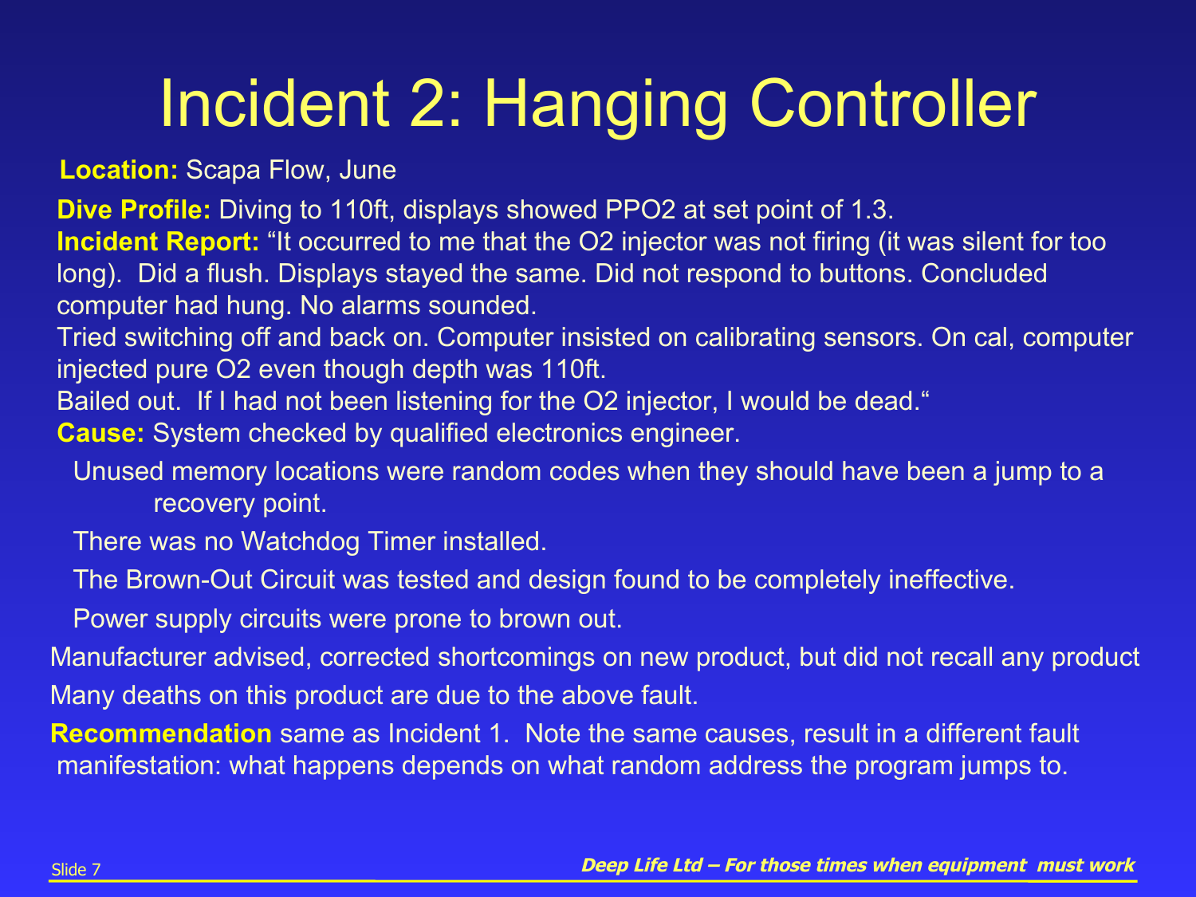# Incident 2: Hanging Controller

**Location:** Scapa Flow, June

**Dive Profile:** Diving to 110ft, displays showed PPO2 at set point of 1.3.

**Incident Report:** "It occurred to me that the O2 injector was not firing (it was silent for too long). Did a flush. Displays stayed the same. Did not respond to buttons. Concluded computer had hung. No alarms sounded.

Tried switching off and back on. Computer insisted on calibrating sensors. On cal, computer injected pure O2 even though depth was 110ft.

Bailed out. If I had not been listening for the O2 injector, I would be dead."

**Cause:** System checked by qualified electronics engineer.

- Unused memory locations were random codes when they should have been a jump to a recovery point.
- There was no Watchdog Timer installed.
- The Brown-Out Circuit was tested and design found to be completely ineffective.
- Power supply circuits were prone to brown out.

Manufacturer advised, corrected shortcomings on new product, but did not recall any product

Many deaths on this product are due to the above fault.

**Recommendation** same as Incident 1. Note the same causes, result in a different fault manifestation: what happens depends on what random address the program jumps to.

*Deep Life Ltd – For those times when equipment must work*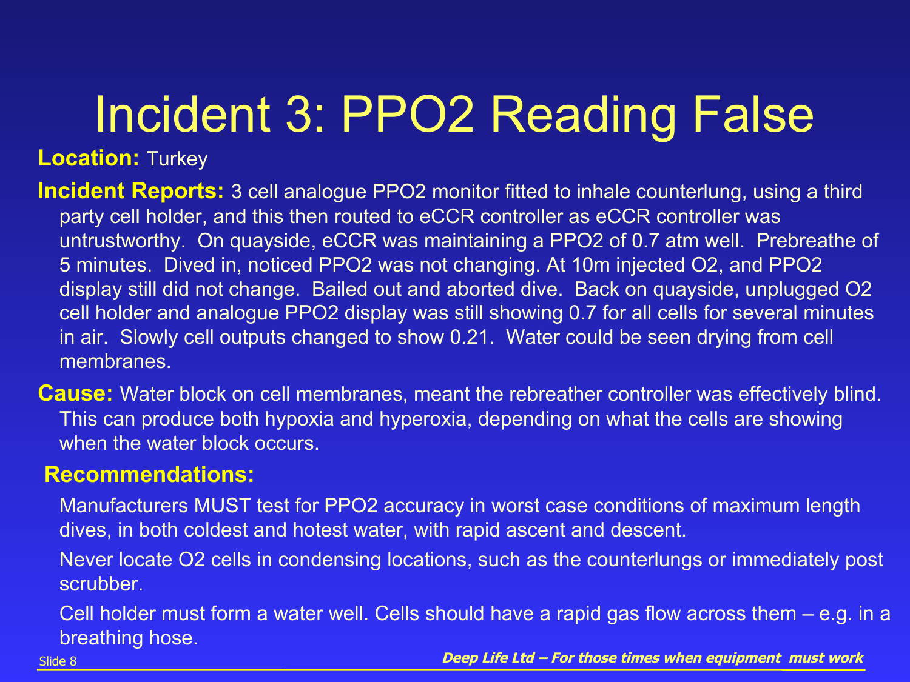# Incident 3: PPO2 Reading False

**Location:** Turkey

**Incident Reports:** 3 cell analogue PPO2 monitor fitted to inhale counterlung, using a third party cell holder, and this then routed to eCCR controller as eCCR controller was untrustworthy. On quayside, eCCR was maintaining a PPO2 of 0.7 atm well. Prebreathe of 5 minutes. Dived in, noticed PPO2 was not changing. At 10m injected O2, and PPO2 display still did not change. Bailed out and aborted dive. Back on quayside, unplugged O2 cell holder and analogue PPO2 display was still showing 0.7 for all cells for several minutes in air. Slowly cell outputs changed to show 0.21. Water could be seen drying from cell membranes.

**Cause:** Water block on cell membranes, meant the rebreather controller was effectively blind. This can produce both hypoxia and hyperoxia, depending on what the cells are showing when the water block occurs.

**Recommendations:**

Manufacturers MUST test for PPO2 accuracy in worst case conditions of maximum length dives, in both coldest and hotest water, with rapid ascent and descent.

Never locate O2 cells in condensing locations, such as the counterlungs or immediately post scrubber.

Cell holder must form a water well. Cells should have a rapid gas flow across them – e.g. in a breathing hose.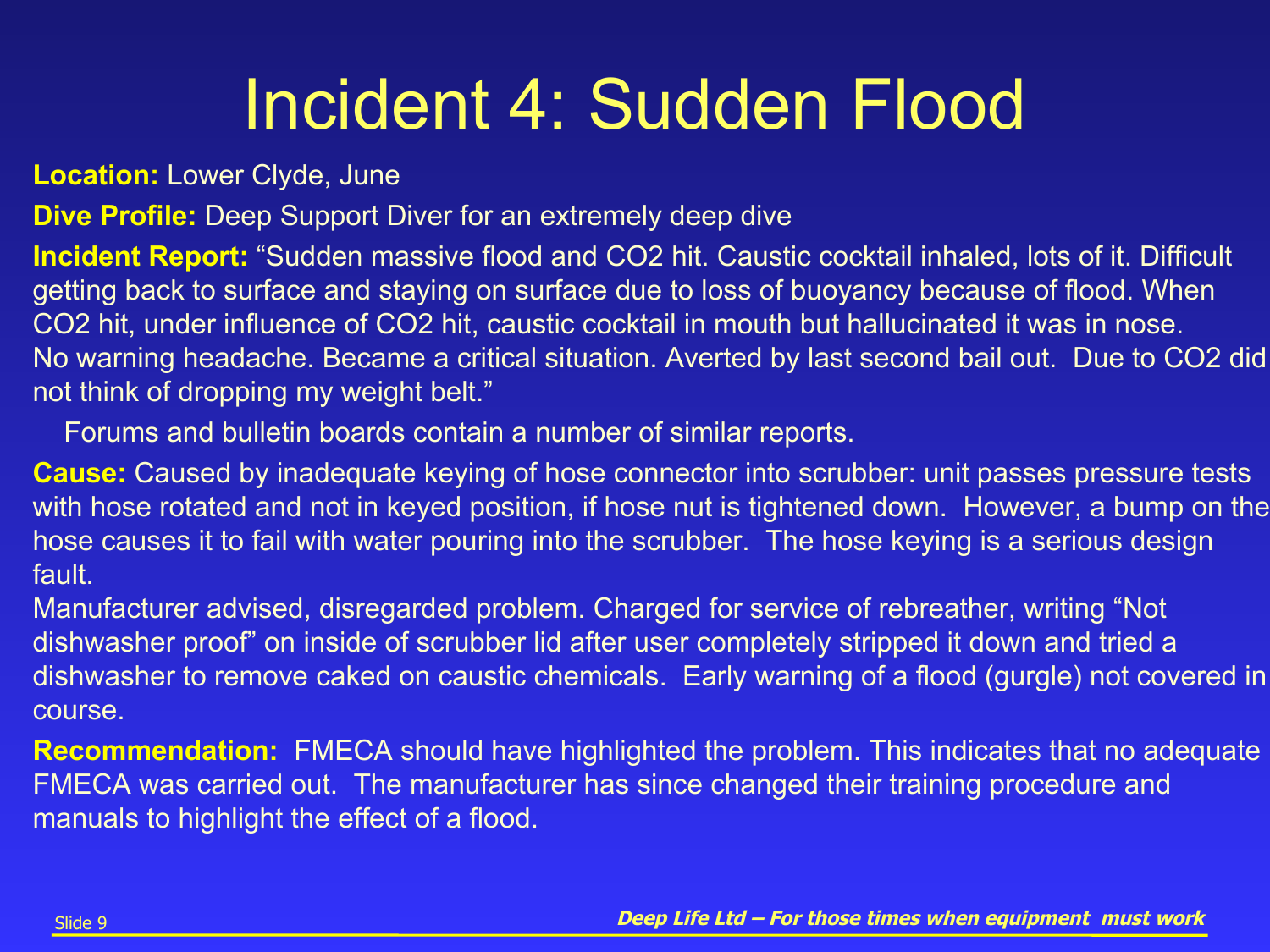# Incident 4: Sudden Flood

**Location:** Lower Clyde, June

**Dive Profile:** Deep Support Diver for an extremely deep dive

**Incident Report:** "Sudden massive flood and $CO_2$ hit. Caustic cocktail inhaled, lots of it. Difficult getting back to surface and staying on surface due to loss of buoyancy because of flood. When $CO_2$ hit, under influence of $CO_2$ hit, caustic cocktail in mouth but hallucinated it was in nose. No warning headache. Became a critical situation. Averted by last second bail out. Due to $CO_2$ did not think of dropping my weight belt."

Forums and bulletin boards contain a number of similar reports.

**Cause:** Caused by inadequate keying of hose connector into scrubber: unit passes pressure tests with hose rotated and not in keyed position, if hose nut is tightened down. However, a bump on the hose causes it to fail with water pouring into the scrubber. The hose keying is a serious design fault.

Manufacturer advised, disregarded problem. Charged for service of rebreather, writing "Not dishwasher proof" on inside of scrubber lid after user completely stripped it down and tried a dishwasher to remove caked on caustic chemicals. Early warning of a flood (gurgle) not covered in course.

**Recommendation:** FMECA should have highlighted the problem. This indicates that no adequate FMECA was carried out. The manufacturer has since changed their training procedure and manuals to highlight the effect of a flood.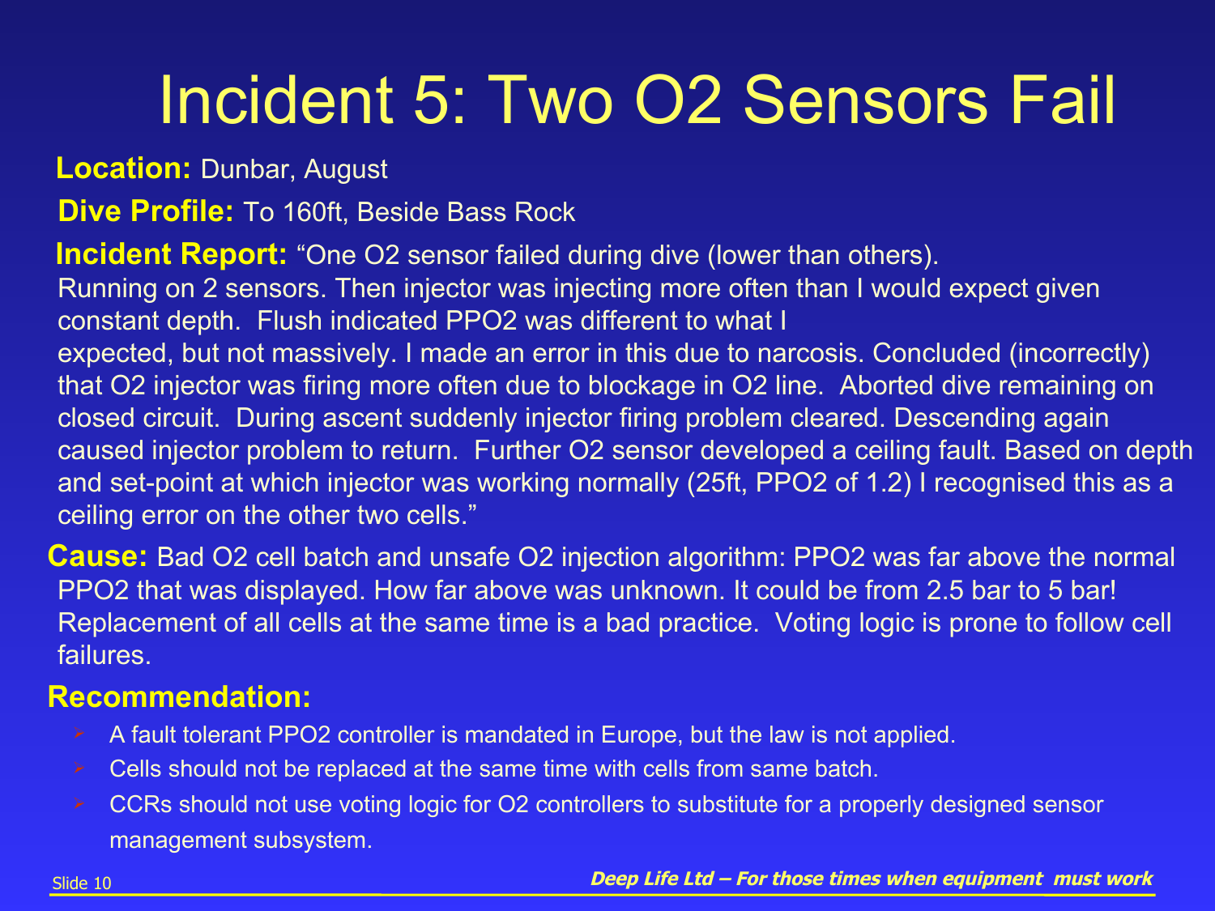# Incident 5: Two O2 Sensors Fail

**Location:** Dunbar, August

**Dive Profile:** To 160ft, Beside Bass Rock

**Incident Report:** "One O2 sensor failed during dive (lower than others). Running on 2 sensors. Then injector was injecting more often than I would expect given constant depth. Flush indicated PPO2 was different to what I expected, but not massively. I made an error in this due to narcosis. Concluded (incorrectly) that O2 injector was firing more often due to blockage in O2 line. Aborted dive remaining on closed circuit. During ascent suddenly injector firing problem cleared. Descending again caused injector problem to return. Further O2 sensor developed a ceiling fault. Based on depth and set-point at which injector was working normally (25ft, PPO2 of 1.2) I recognised this as a ceiling error on the other two cells."

**Cause:** Bad O2 cell batch and unsafe O2 injection algorithm: PPO2 was far above the normal PPO2 that was displayed. How far above was unknown. It could be from 2.5 bar to 5 bar! Replacement of all cells at the same time is a bad practice. Voting logic is prone to follow cell failures.

**Recommendation:**

- A fault tolerant PPO2 controller is mandated in Europe, but the law is not applied.
- Cells should not be replaced at the same time with cells from same batch.
- CCRs should not use voting logic for O2 controllers to substitute for a properly designed sensor management subsystem.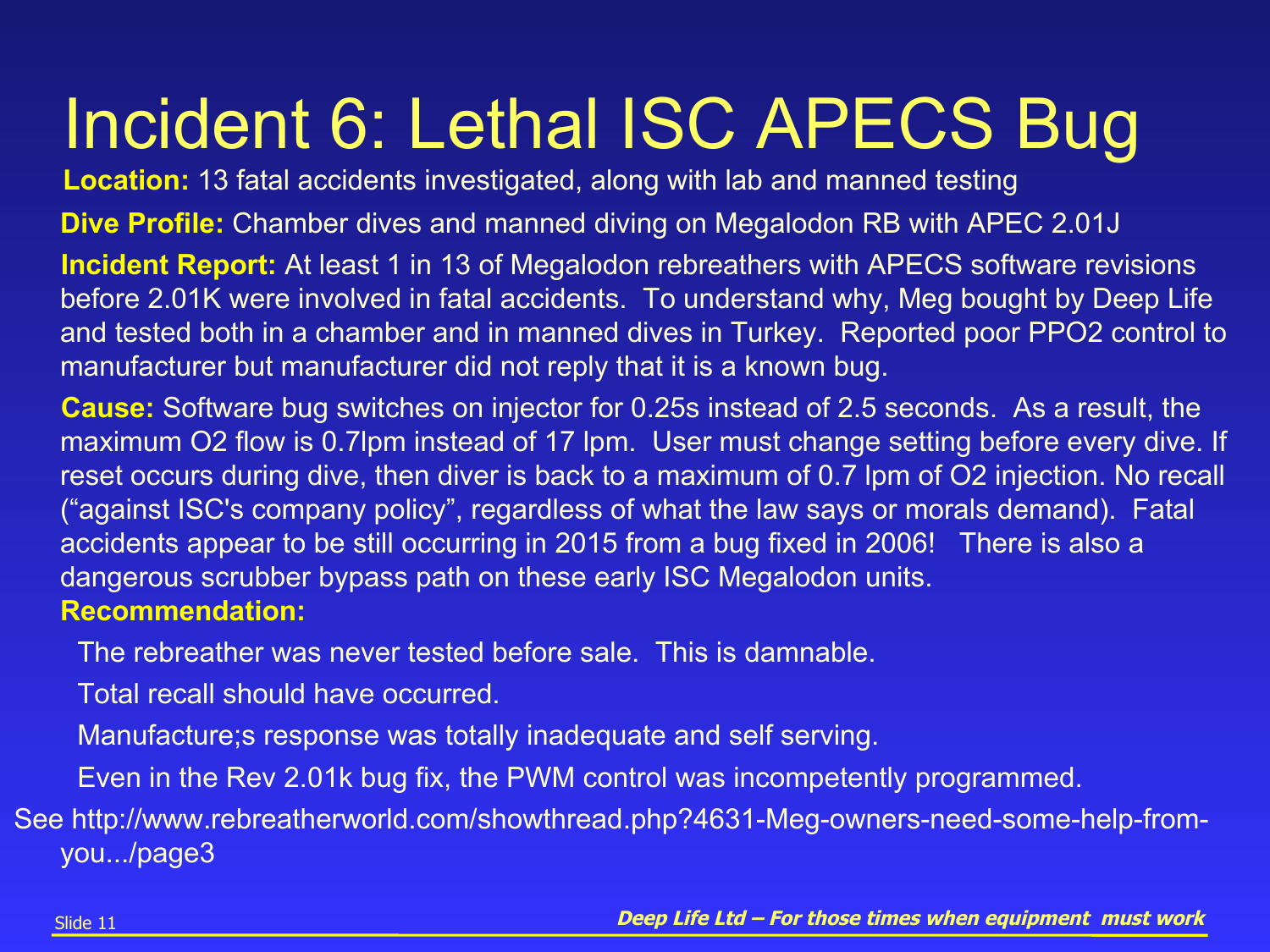# Incident 6: Lethal ISC APECS Bug

**Location:** 13 fatal accidents investigated, along with lab and manned testing

**Dive Profile:** Chamber dives and manned diving on Megalodon RB with APEC 2.01J

**Incident Report:** At least 1 in 13 of Megalodon rebreathers with APECS software revisions before 2.01K were involved in fatal accidents. To understand why, Meg bought by Deep Life and tested both in a chamber and in manned dives in Turkey. Reported poor PPO2 control to manufacturer but manufacturer did not reply that it is a known bug.

**Cause:** Software bug switches on injector for 0.25s instead of 2.5 seconds. As a result, the maximum O2 flow is 0.7lpm instead of 17 lpm. User must change setting before every dive. If reset occurs during dive, then diver is back to a maximum of 0.7 lpm of O2 injection. No recall ("against ISC's company policy", regardless of what the law says or morals demand). Fatal accidents appear to be still occurring in 2015 from a bug fixed in 2006! There is also a dangerous scrubber bypass path on these early ISC Megalodon units.

**Recommendation:**

The rebreather was never tested before sale. This is damnable.

Total recall should have occurred.

Manufacture;s response was totally inadequate and self serving.

Even in the Rev 2.01k bug fix, the PWM control was incompetently programmed.

See http://www.rebreatherworld.com/showthread.php?4631-Meg-owners-need-some-help-from-you.../page3

*Deep Life Ltd – For those times when equipment must work*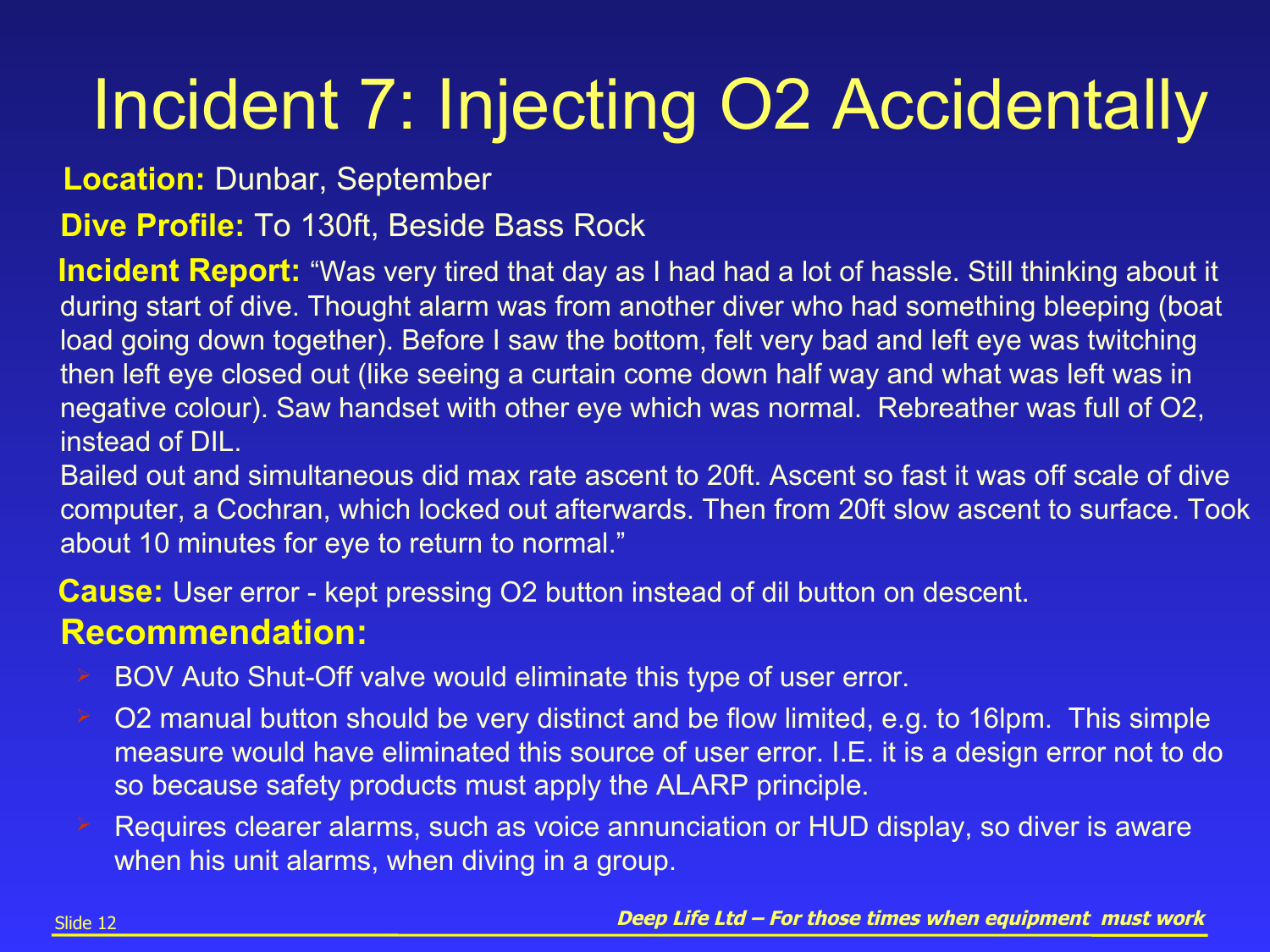# Incident 7: Injecting $O_2$ Accidentally

**Location:** Dunbar, September

**Dive Profile:** To 130ft, Beside Bass Rock

**Incident Report:** "Was very tired that day as I had had a lot of hassle. Still thinking about it during start of dive. Thought alarm was from another diver who had something bleeping (boat load going down together). Before I saw the bottom, felt very bad and left eye was twitching then left eye closed out (like seeing a curtain come down half way and what was left was in negative colour). Saw handset with other eye which was normal. Rebreather was full of $O_2$, instead of DIL.
Bailed out and simultaneous did max rate ascent to 20ft. Ascent so fast it was off scale of dive computer, a Cochran, which locked out afterwards. Then from 20ft slow ascent to surface. Took about 10 minutes for eye to return to normal."

**Cause:** User error - kept pressing $O_2$ button instead of dil button on descent.

## Recommendation:

- BOV Auto Shut-Off valve would eliminate this type of user error.
- $O_2$ manual button should be very distinct and be flow limited, e.g. to 16lpm. This simple measure would have eliminated this source of user error. I.E. it is a design error not to do so because safety products must apply the ALARP principle.
- Requires clearer alarms, such as voice annunciation or HUD display, so diver is aware when his unit alarms, when diving in a group.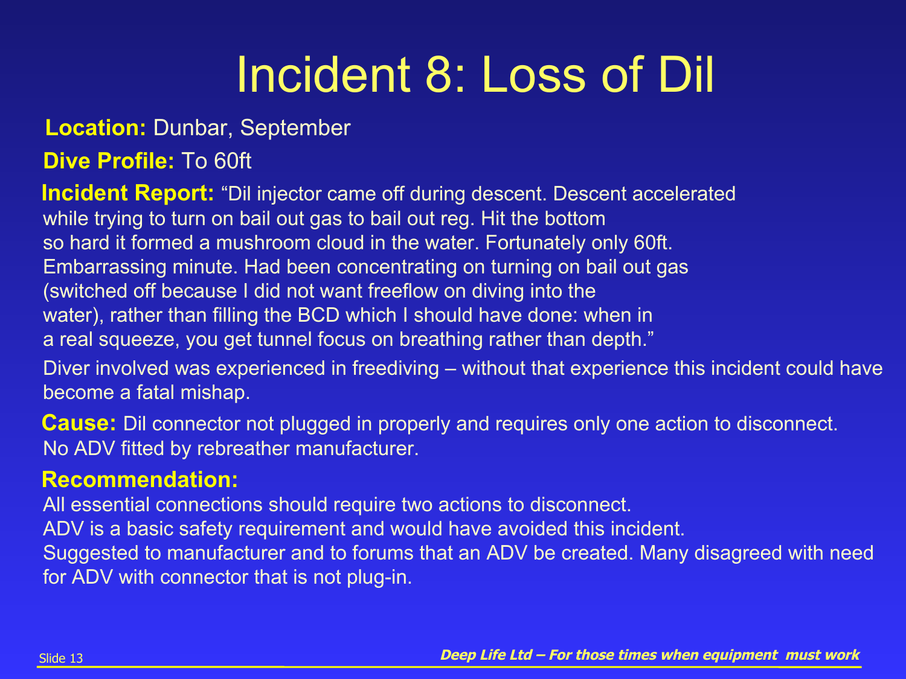# Incident 8: Loss of Dil

**Location:** Dunbar, September

**Dive Profile:** To 60ft

**Incident Report:** "Dil injector came off during descent. Descent accelerated while trying to turn on bail out gas to bail out reg. Hit the bottom so hard it formed a mushroom cloud in the water. Fortunately only 60ft. Embarrassing minute. Had been concentrating on turning on bail out gas (switched off because I did not want freeflow on diving into the water), rather than filling the BCD which I should have done: when in a real squeeze, you get tunnel focus on breathing rather than depth."

Diver involved was experienced in freediving – without that experience this incident could have become a fatal mishap.

**Cause:** Dil connector not plugged in properly and requires only one action to disconnect. No ADV fitted by rebreather manufacturer.

**Recommendation:**

All essential connections should require two actions to disconnect.

ADV is a basic safety requirement and would have avoided this incident.

Suggested to manufacturer and to forums that an ADV be created. Many disagreed with need for ADV with connector that is not plug-in.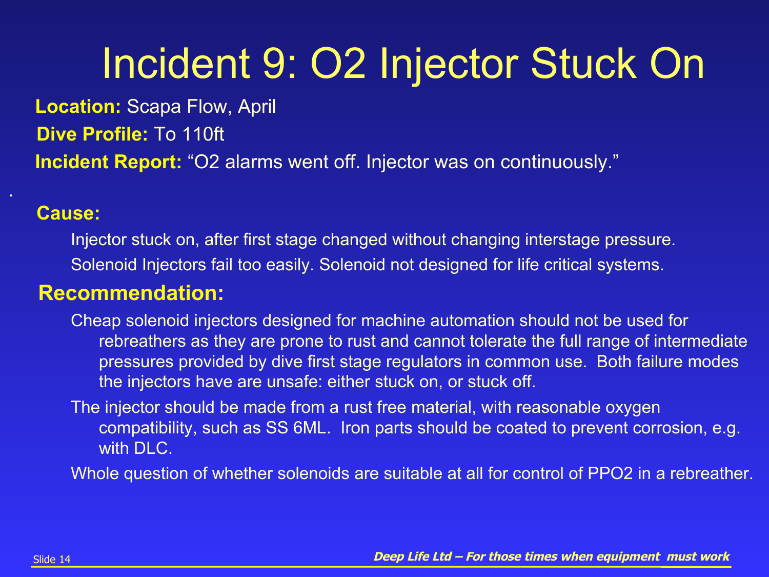# Incident 9: O2 Injector Stuck On

**Location:** Scapa Flow, April

**Dive Profile:** To 110ft

**Incident Report:** "O2 alarms went off. Injector was on continuously."

.

**Cause:**

- Injector stuck on, after first stage changed without changing interstage pressure.
- Solenoid Injectors fail too easily. Solenoid not designed for life critical systems.

**Recommendation:**

- Cheap solenoid injectors designed for machine automation should not be used for rebreathers as they are prone to rust and cannot tolerate the full range of intermediate pressures provided by dive first stage regulators in common use. Both failure modes the injectors have are unsafe: either stuck on, or stuck off.
- The injector should be made from a rust free material, with reasonable oxygen compatibility, such as SS 6ML. Iron parts should be coated to prevent corrosion, e.g. with DLC.
- Whole question of whether solenoids are suitable at all for control of PPO2 in a rebreather.

*Deep Life Ltd – For those times when equipment must work*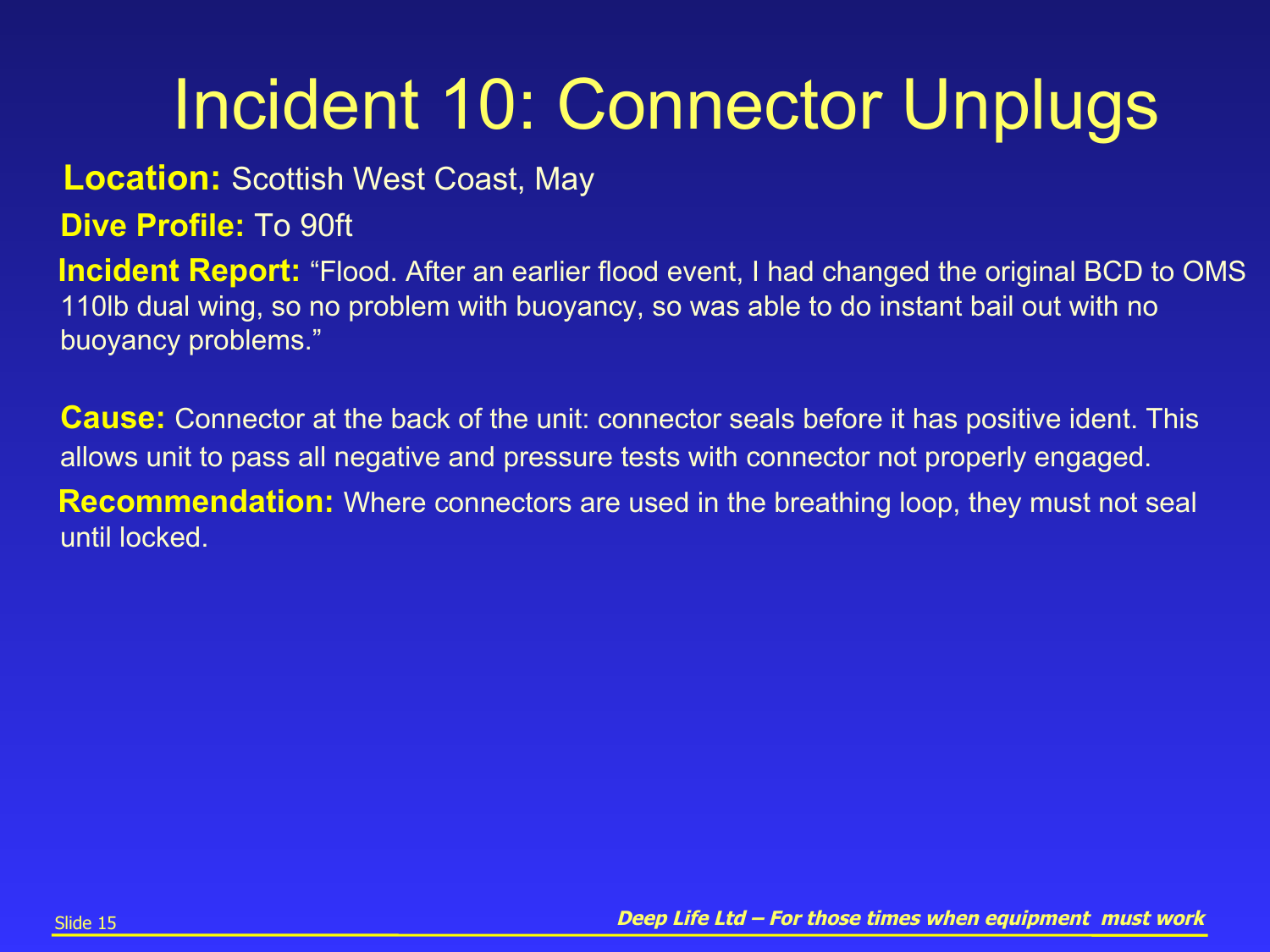# Incident 10: Connector Unplugs

**Location:** Scottish West Coast, May

**Dive Profile:** To 90ft

**Incident Report:** "Flood. After an earlier flood event, I had changed the original BCD to OMS 110lb dual wing, so no problem with buoyancy, so was able to do instant bail out with no buoyancy problems."

**Cause:** Connector at the back of the unit: connector seals before it has positive ident. This allows unit to pass all negative and pressure tests with connector not properly engaged.

**Recommendation:** Where connectors are used in the breathing loop, they must not seal until locked.

*Deep Life Ltd – For those times when equipment must work*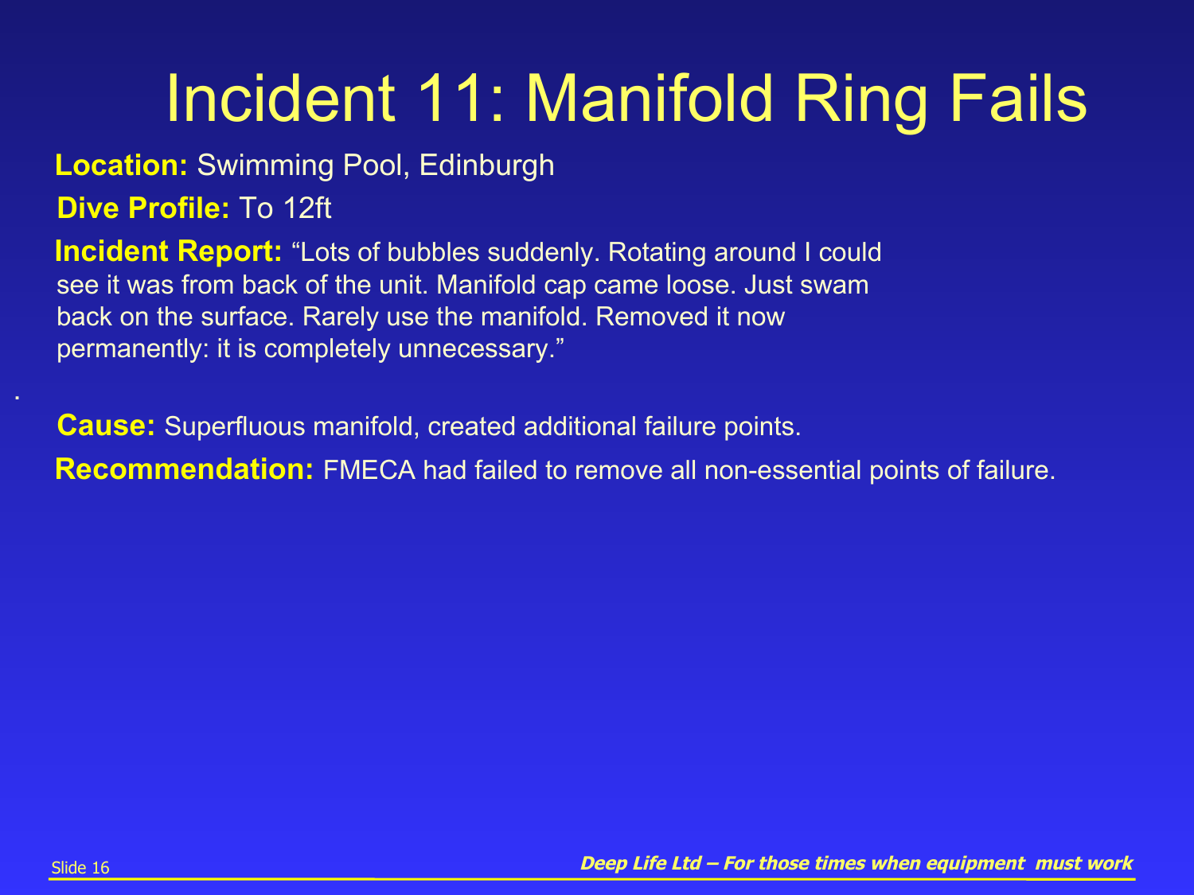# Incident 11: Manifold Ring Fails

**Location:** Swimming Pool, Edinburgh

**Dive Profile:** To 12ft

**Incident Report:** "Lots of bubbles suddenly. Rotating around I could see it was from back of the unit. Manifold cap came loose. Just swam back on the surface. Rarely use the manifold. Removed it now permanently: it is completely unnecessary."

.

**Cause:** Superfluous manifold, created additional failure points.

**Recommendation:** FMECA had failed to remove all non-essential points of failure.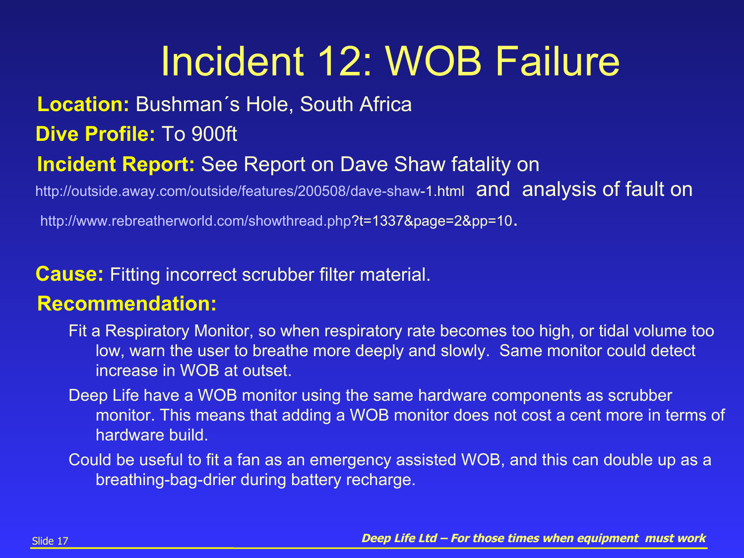# Incident 12: WOB Failure

**Location:** Bushman´s Hole, South Africa

**Dive Profile:** To 900ft

**Incident Report:** See Report on Dave Shaw fatality on http://outside.away.com/outside/features/200508/dave-shaw-1.html and analysis of fault on http://www.rebreatherworld.com/showthread.php?t=1337&page=2&pp=10.

**Cause:** Fitting incorrect scrubber filter material.

**Recommendation:**

- Fit a Respiratory Monitor, so when respiratory rate becomes too high, or tidal volume too low, warn the user to breathe more deeply and slowly. Same monitor could detect increase in WOB at outset.
- Deep Life have a WOB monitor using the same hardware components as scrubber monitor. This means that adding a WOB monitor does not cost a cent more in terms of hardware build.
- Could be useful to fit a fan as an emergency assisted WOB, and this can double up as a breathing-bag-drier during battery recharge.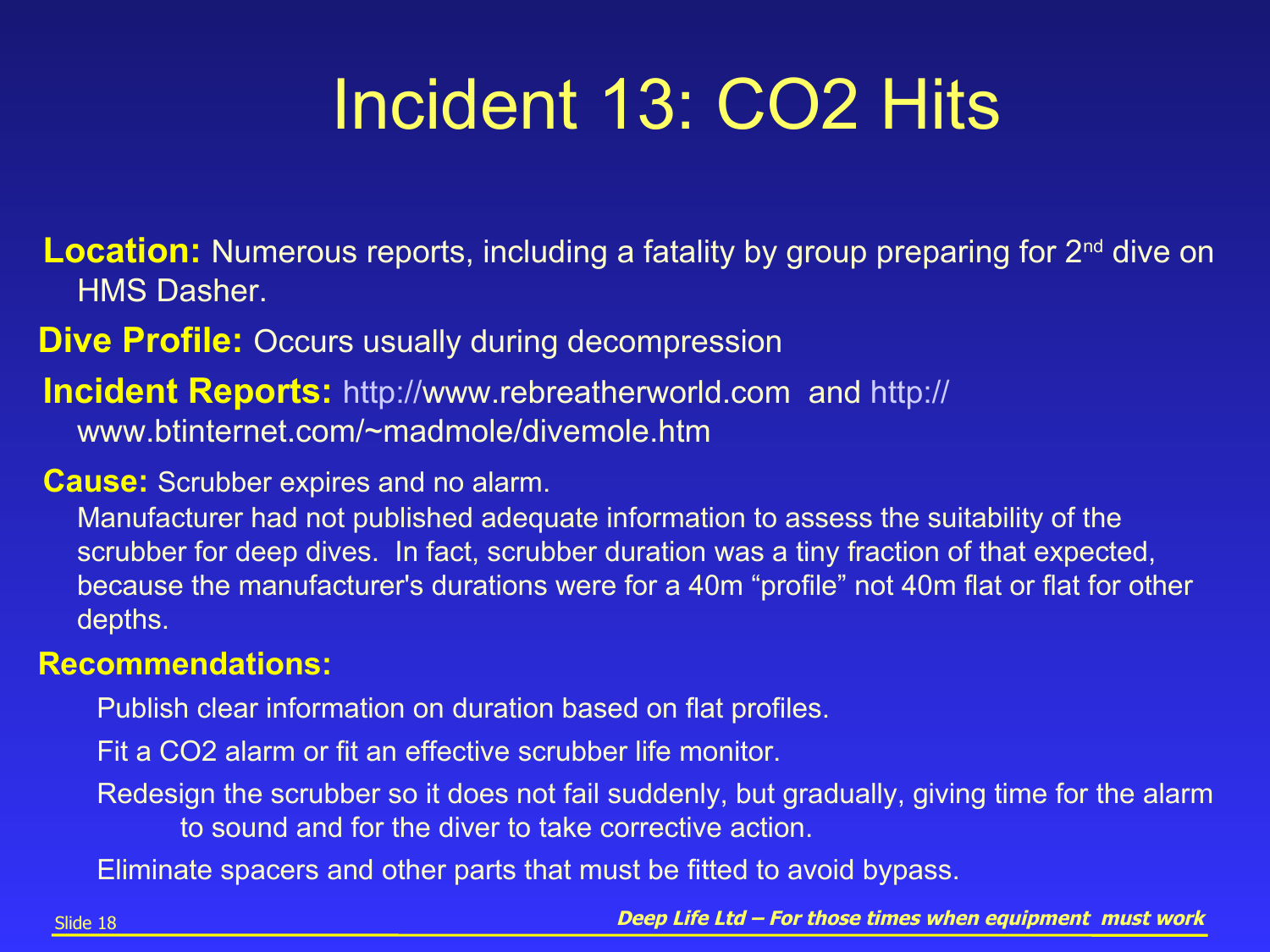# Incident 13: CO2 Hits

**Location:** Numerous reports, including a fatality by group preparing for 2nd dive on HMS Dasher.

**Dive Profile:** Occurs usually during decompression

**Incident Reports:** http://www.rebreatherworld.com and http://www.btinternet.com/~madmole/divemole.htm

**Cause:** Scrubber expires and no alarm.

Manufacturer had not published adequate information to assess the suitability of the scrubber for deep dives. In fact, scrubber duration was a tiny fraction of that expected, because the manufacturer's durations were for a 40m "profile" not 40m flat or flat for other depths.

**Recommendations:**

- Publish clear information on duration based on flat profiles.
- Fit a CO2 alarm or fit an effective scrubber life monitor.
- Redesign the scrubber so it does not fail suddenly, but gradually, giving time for the alarm to sound and for the diver to take corrective action.
- Eliminate spacers and other parts that must be fitted to avoid bypass.

*Deep Life Ltd – For those times when equipment must work*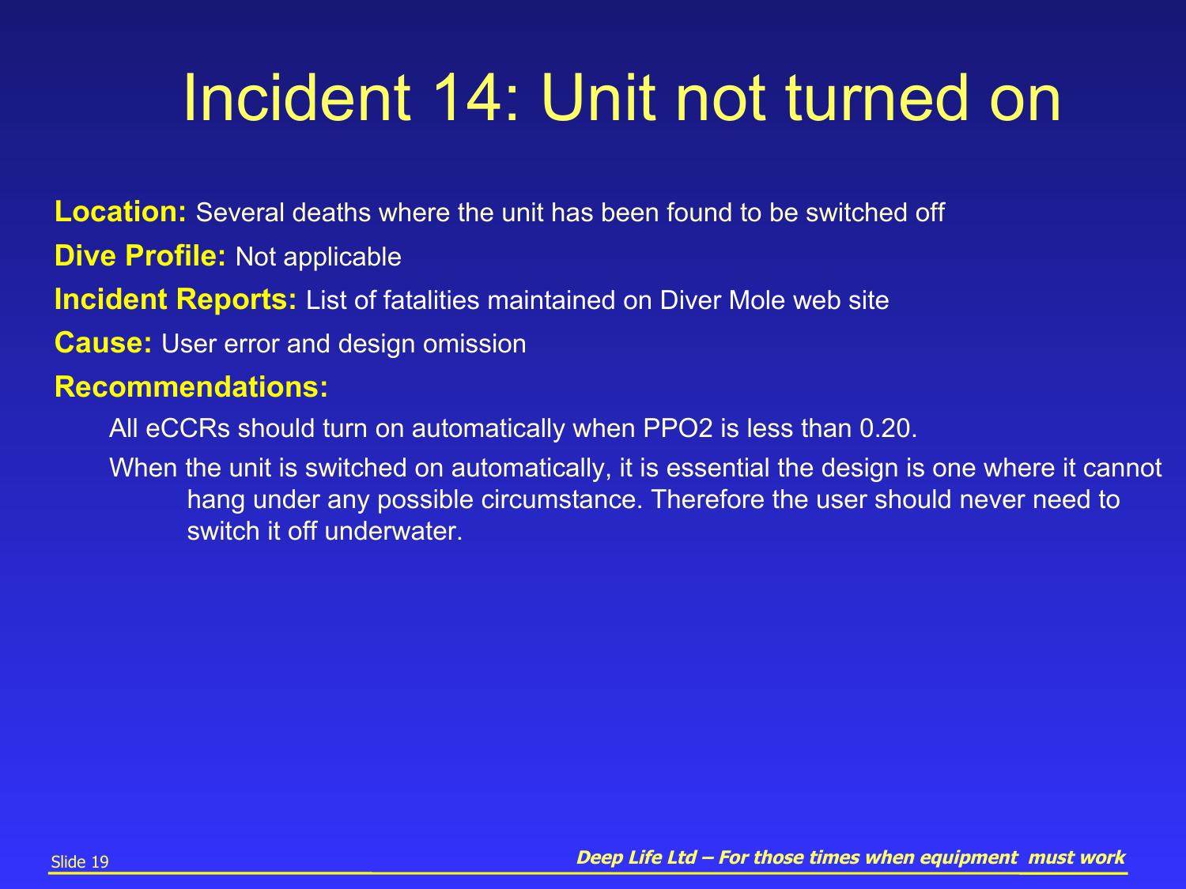# Incident 14: Unit not turned on

**Location:** Several deaths where the unit has been found to be switched off

**Dive Profile:** Not applicable

**Incident Reports:** List of fatalities maintained on Diver Mole web site

**Cause:** User error and design omission

**Recommendations:**

All eCCRs should turn on automatically when PPO2 is less than 0.20.

When the unit is switched on automatically, it is essential the design is one where it cannot hang under any possible circumstance. Therefore the user should never need to switch it off underwater.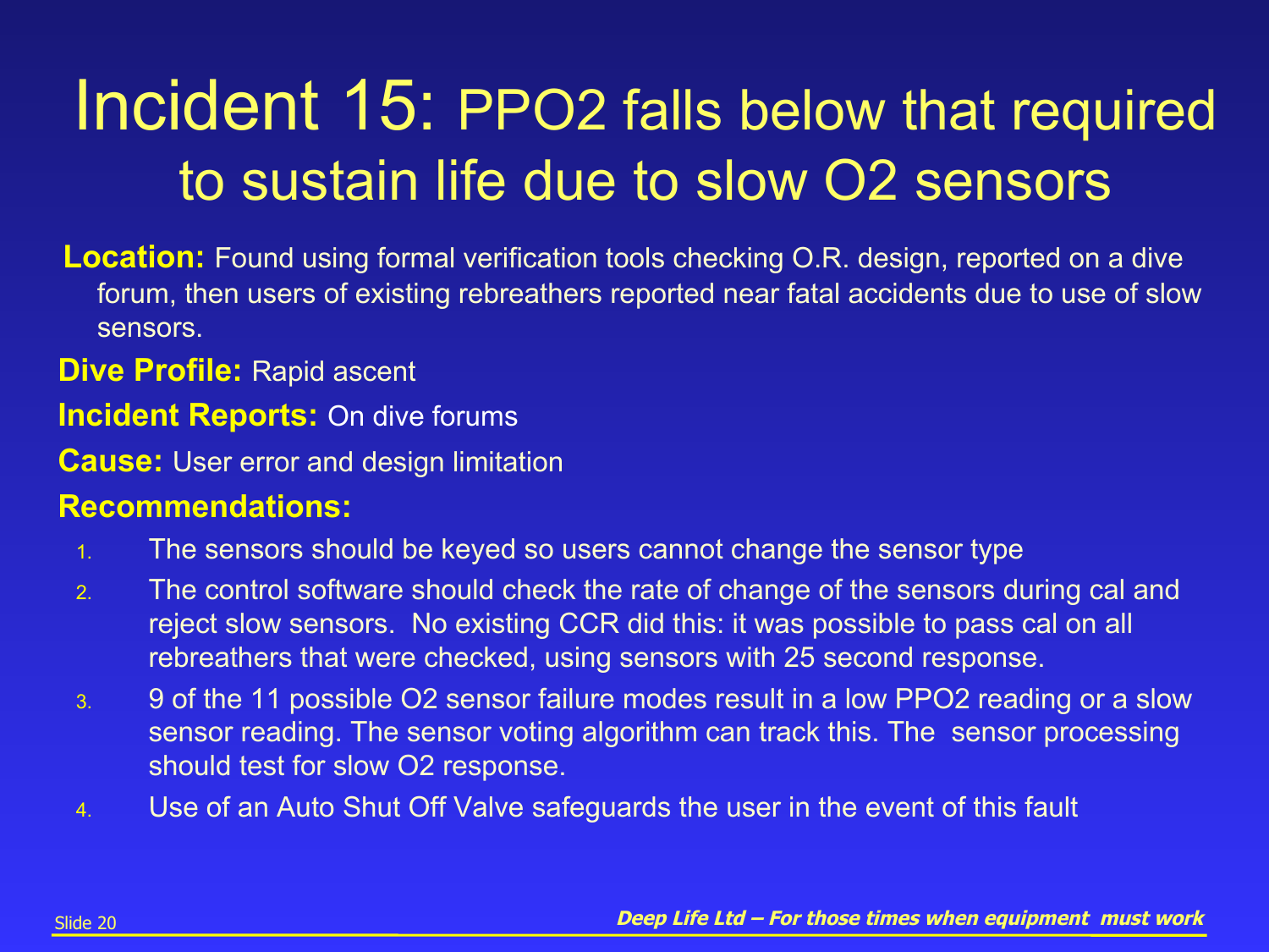# Incident 15: PPO2 falls below that required to sustain life due to slow O2 sensors

**Location:** Found using formal verification tools checking O.R. design, reported on a dive forum, then users of existing rebreathers reported near fatal accidents due to use of slow sensors.

**Dive Profile:** Rapid ascent

**Incident Reports:** On dive forums

**Cause:** User error and design limitation

**Recommendations:**

1. The sensors should be keyed so users cannot change the sensor type
2. The control software should check the rate of change of the sensors during cal and reject slow sensors. No existing CCR did this: it was possible to pass cal on all rebreathers that were checked, using sensors with 25 second response.
3. 9 of the 11 possible O2 sensor failure modes result in a low PPO2 reading or a slow sensor reading. The sensor voting algorithm can track this. The sensor processing should test for slow O2 response.
4. Use of an Auto Shut Off Valve safeguards the user in the event of this fault

*Deep Life Ltd – For those times when equipment must work*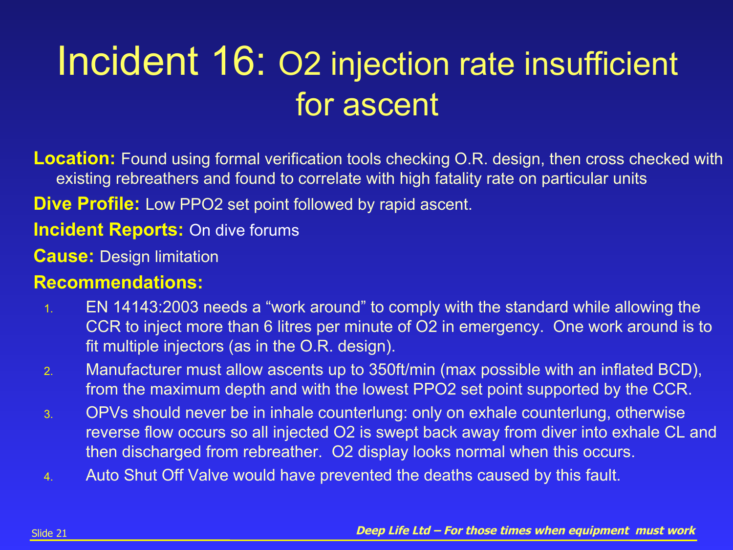# Incident 16: $O_2$ injection rate insufficient for ascent

**Location:** Found using formal verification tools checking O.R. design, then cross checked with existing rebreathers and found to correlate with high fatality rate on particular units

**Dive Profile:** Low PPO2 set point followed by rapid ascent.

**Incident Reports:** On dive forums

**Cause:** Design limitation

**Recommendations:**

1. EN 14143:2003 needs a "work around" to comply with the standard while allowing the CCR to inject more than 6 litres per minute of $O_2$ in emergency. One work around is to fit multiple injectors (as in the O.R. design).
2. Manufacturer must allow ascents up to 350ft/min (max possible with an inflated BCD), from the maximum depth and with the lowest PPO2 set point supported by the CCR.
3. OPVs should never be in inhale counterlung: only on exhale counterlung, otherwise reverse flow occurs so all injected $O_2$ is swept back away from diver into exhale CL and then discharged from rebreather. $O_2$ display looks normal when this occurs.
4. Auto Shut Off Valve would have prevented the deaths caused by this fault.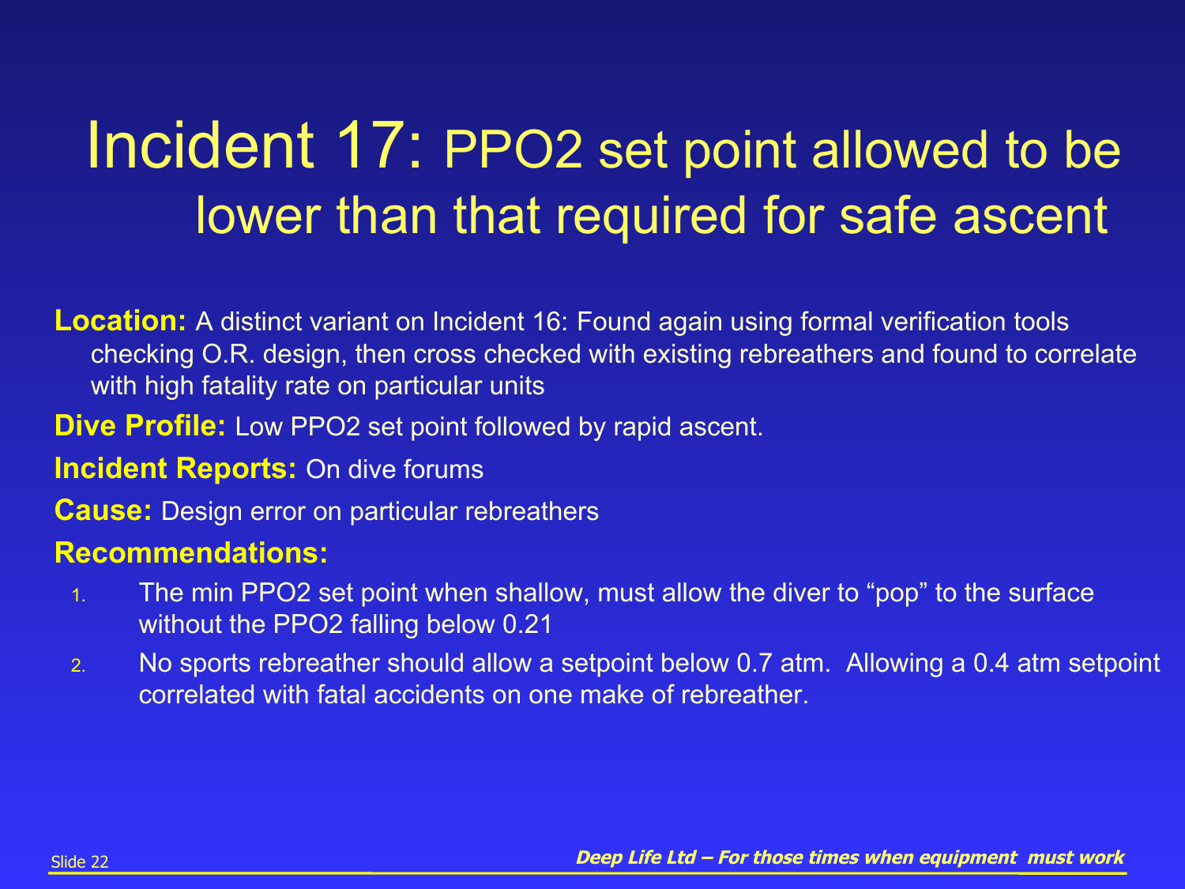# Incident 17: PPO2 set point allowed to be lower than that required for safe ascent

**Location:** A distinct variant on Incident 16: Found again using formal verification tools checking O.R. design, then cross checked with existing rebreathers and found to correlate with high fatality rate on particular units

**Dive Profile:** Low PPO2 set point followed by rapid ascent.

**Incident Reports:** On dive forums

**Cause:** Design error on particular rebreathers

**Recommendations:**

1. The min PPO2 set point when shallow, must allow the diver to "pop" to the surface without the PPO2 falling below 0.21
2. No sports rebreather should allow a setpoint below 0.7 atm. Allowing a 0.4 atm setpoint correlated with fatal accidents on one make of rebreather.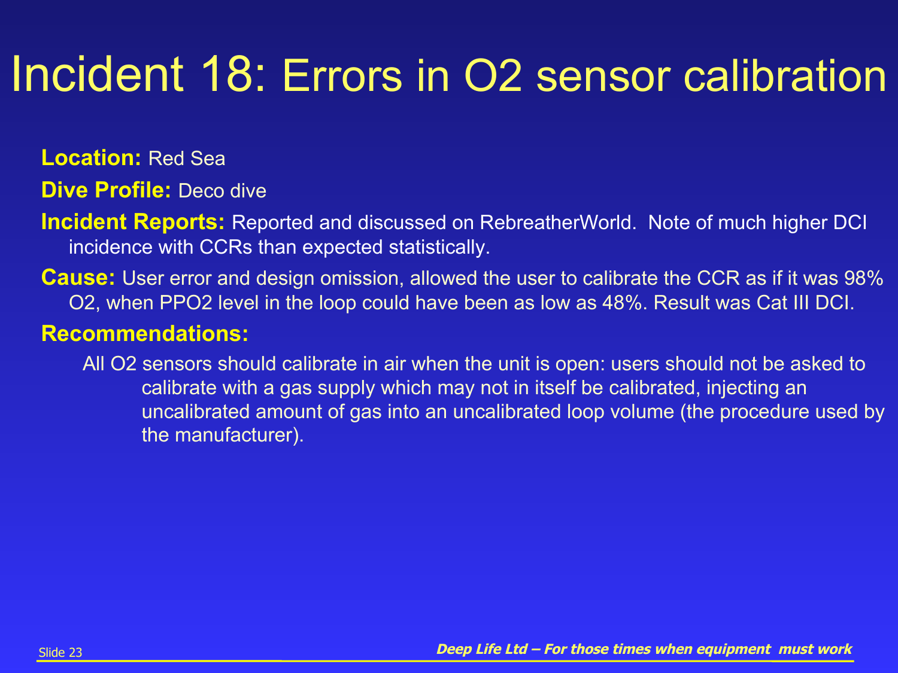# Incident 18: Errors in O2 sensor calibration

**Location:** Red Sea

**Dive Profile:** Deco dive

**Incident Reports:** Reported and discussed on RebreatherWorld. Note of much higher DCI incidence with CCRs than expected statistically.

**Cause:** User error and design omission, allowed the user to calibrate the CCR as if it was 98% O2, when PPO2 level in the loop could have been as low as 48%. Result was Cat III DCI.

**Recommendations:**

- All O2 sensors should calibrate in air when the unit is open: users should not be asked to calibrate with a gas supply which may not in itself be calibrated, injecting an uncalibrated amount of gas into an uncalibrated loop volume (the procedure used by the manufacturer).

*Deep Life Ltd – For those times when equipment must work*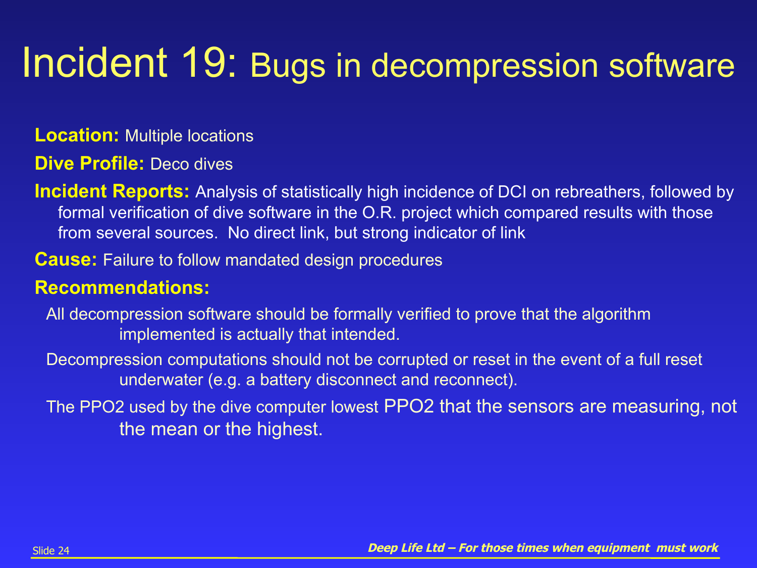# Incident 19: Bugs in decompression software

**Location:** Multiple locations

**Dive Profile:** Deco dives

**Incident Reports:** Analysis of statistically high incidence of DCI on rebreathers, followed by formal verification of dive software in the O.R. project which compared results with those from several sources. No direct link, but strong indicator of link

**Cause:** Failure to follow mandated design procedures

**Recommendations:**

All decompression software should be formally verified to prove that the algorithm implemented is actually that intended.

Decompression computations should not be corrupted or reset in the event of a full reset underwater (e.g. a battery disconnect and reconnect).

The PPO2 used by the dive computer lowest PPO2 that the sensors are measuring, not the mean or the highest.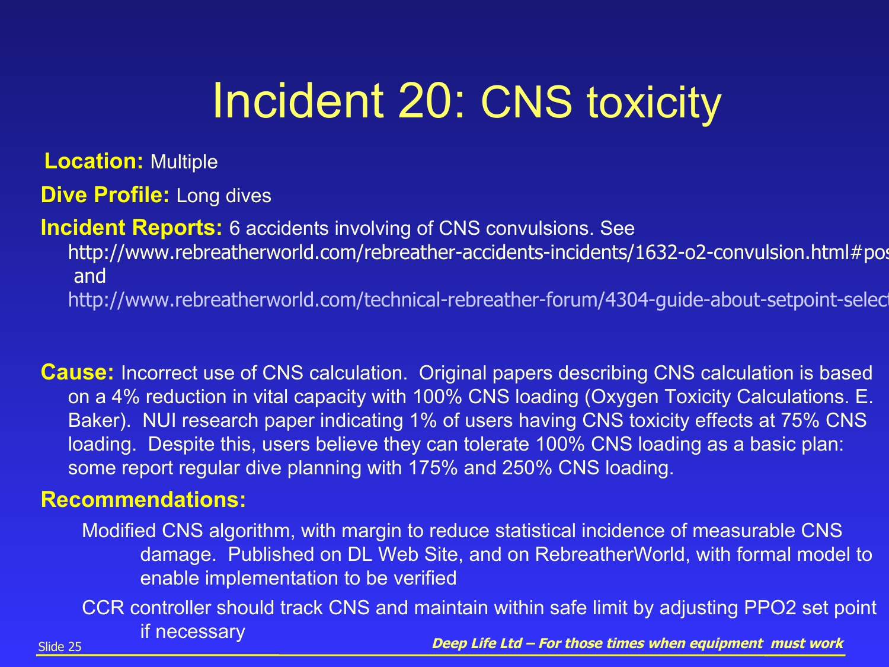# Incident 20: CNS toxicity

**Location:** Multiple

**Dive Profile:** Long dives

**Incident Reports:** 6 accidents involving of CNS convulsions. See http://www.rebreatherworld.com/rebreather-accidents-incidents/1632-o2-convulsion.html#pos and http://www.rebreatherworld.com/technical-rebreather-forum/4304-guide-about-setpoint-select

**Cause:** Incorrect use of CNS calculation. Original papers describing CNS calculation is based on a 4% reduction in vital capacity with 100% CNS loading (Oxygen Toxicity Calculations. E. Baker). NUI research paper indicating 1% of users having CNS toxicity effects at 75% CNS loading. Despite this, users believe they can tolerate 100% CNS loading as a basic plan: some report regular dive planning with 175% and 250% CNS loading.

**Recommendations:**

- Modified CNS algorithm, with margin to reduce statistical incidence of measurable CNS damage. Published on DL Web Site, and on RebreatherWorld, with formal model to enable implementation to be verified
- CCR controller should track CNS and maintain within safe limit by adjusting PPO2 set point if necessary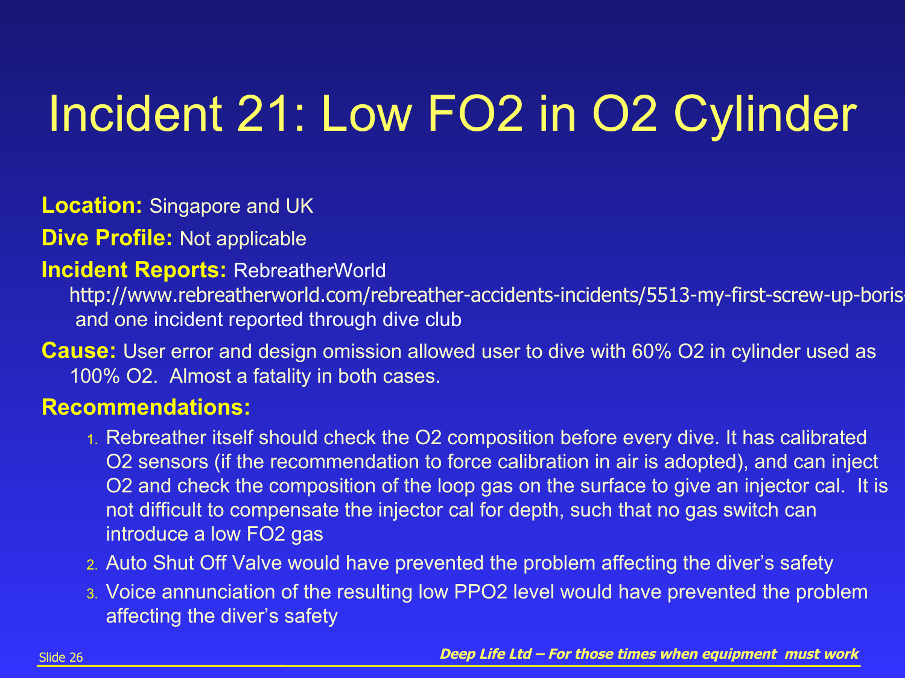# Incident 21: Low FO2 in O2 Cylinder

**Location:** Singapore and UK

**Dive Profile:** Not applicable

**Incident Reports:** RebreatherWorld http://www.rebreatherworld.com/rebreather-accidents-incidents/5513-my-first-screw-up-boris- and one incident reported through dive club

**Cause:** User error and design omission allowed user to dive with 60% O2 in cylinder used as 100% O2. Almost a fatality in both cases.

**Recommendations:**

1. Rebreather itself should check the O2 composition before every dive. It has calibrated O2 sensors (if the recommendation to force calibration in air is adopted), and can inject O2 and check the composition of the loop gas on the surface to give an injector cal. It is not difficult to compensate the injector cal for depth, such that no gas switch can introduce a low FO2 gas
2. Auto Shut Off Valve would have prevented the problem affecting the diver's safety
3. Voice annunciation of the resulting low PPO2 level would have prevented the problem affecting the diver's safety

*Deep Life Ltd – For those times when equipment must work*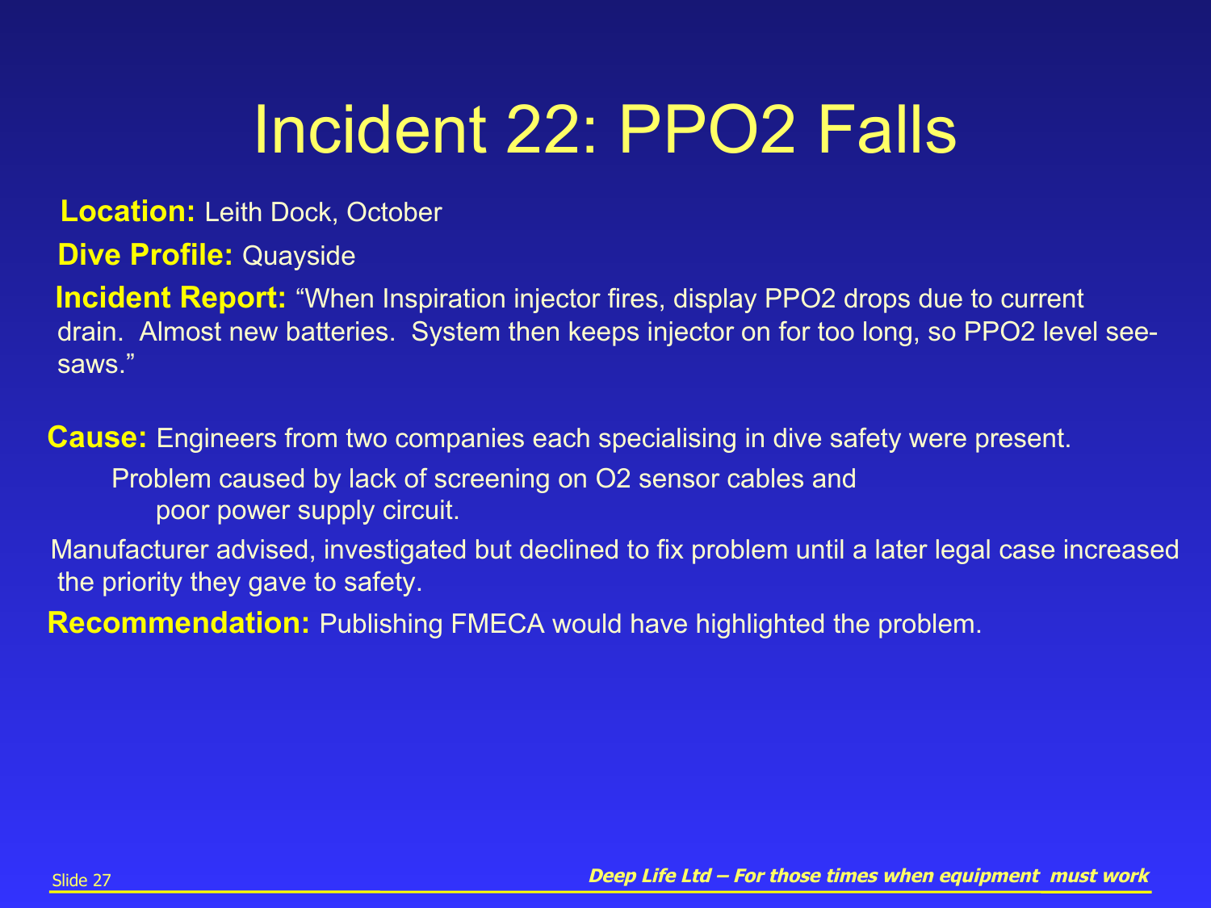# Incident 22: PPO2 Falls

**Location:** Leith Dock, October

**Dive Profile:** Quayside

**Incident Report:** "When Inspiration injector fires, display PPO2 drops due to current drain. Almost new batteries. System then keeps injector on for too long, so PPO2 level see-saws."

**Cause:** Engineers from two companies each specialising in dive safety were present.

Problem caused by lack of screening on O2 sensor cables and poor power supply circuit.

Manufacturer advised, investigated but declined to fix problem until a later legal case increased the priority they gave to safety.

**Recommendation:** Publishing FMECA would have highlighted the problem.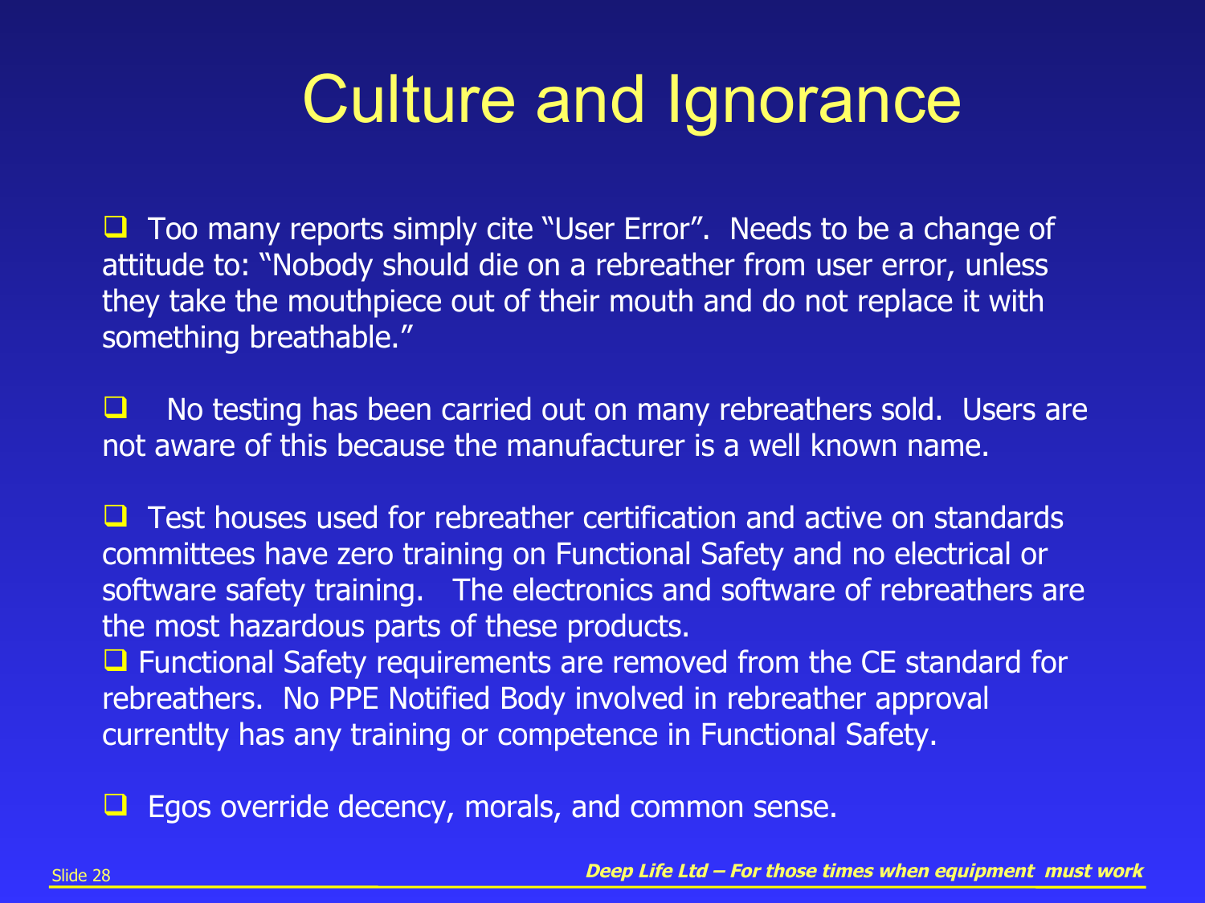# Culture and Ignorance

- Too many reports simply cite "User Error". Needs to be a change of attitude to: "Nobody should die on a rebreather from user error, unless they take the mouthpiece out of their mouth and do not replace it with something breathable."

- No testing has been carried out on many rebreathers sold. Users are not aware of this because the manufacturer is a well known name.

- Test houses used for rebreather certification and active on standards committees have zero training on Functional Safety and no electrical or software safety training. The electronics and software of rebreathers are the most hazardous parts of these products.
- Functional Safety requirements are removed from the CE standard for rebreathers. No PPE Notified Body involved in rebreather approval currentlty has any training or competence in Functional Safety.

- Egos override decency, morals, and common sense.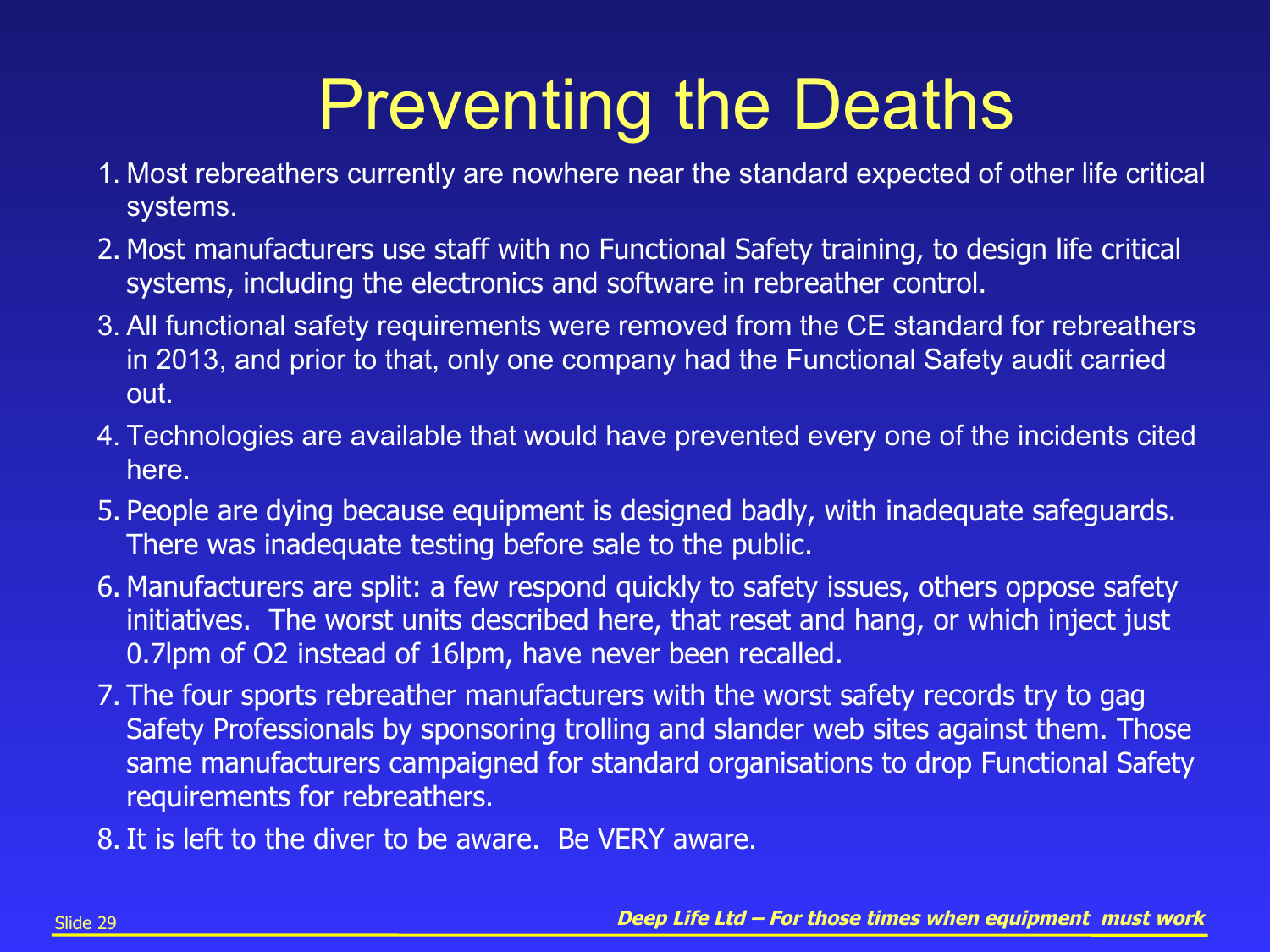# Preventing the Deaths

1. Most rebreathers currently are nowhere near the standard expected of other life critical systems.
2. Most manufacturers use staff with no Functional Safety training, to design life critical systems, including the electronics and software in rebreather control.
3. All functional safety requirements were removed from the CE standard for rebreathers in 2013, and prior to that, only one company had the Functional Safety audit carried out.
4. Technologies are available that would have prevented every one of the incidents cited here.
5. People are dying because equipment is designed badly, with inadequate safeguards. There was inadequate testing before sale to the public.
6. Manufacturers are split: a few respond quickly to safety issues, others oppose safety initiatives. The worst units described here, that reset and hang, or which inject just 0.7lpm of O2 instead of 16lpm, have never been recalled.
7. The four sports rebreather manufacturers with the worst safety records try to gag Safety Professionals by sponsoring trolling and slander web sites against them. Those same manufacturers campaigned for standard organisations to drop Functional Safety requirements for rebreathers.
8. It is left to the diver to be aware. Be VERY aware.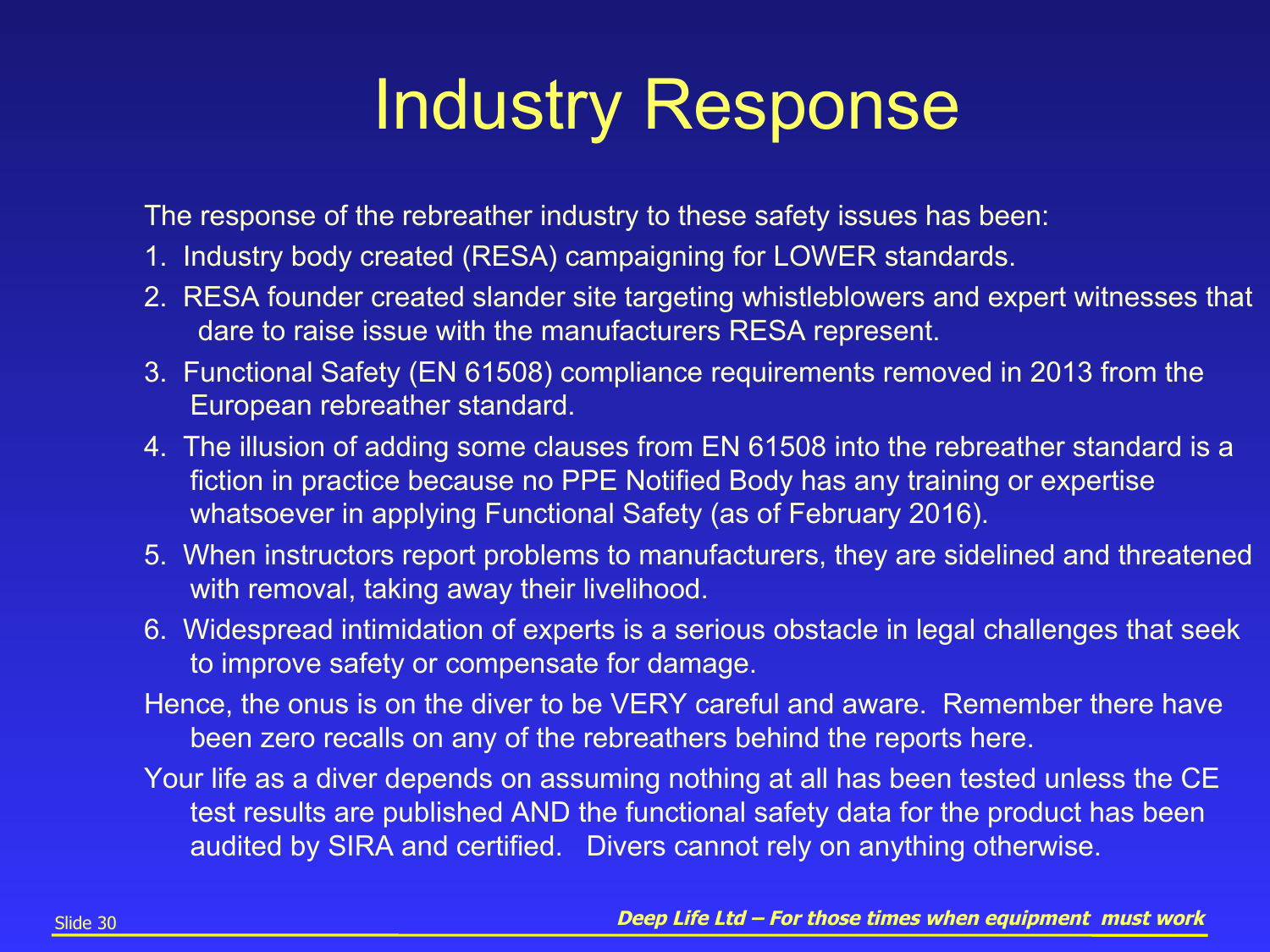# Industry Response

The response of the rebreather industry to these safety issues has been:

1. Industry body created (RESA) campaigning for LOWER standards.
2. RESA founder created slander site targeting whistleblowers and expert witnesses that dare to raise issue with the manufacturers RESA represent.
3. Functional Safety (EN 61508) compliance requirements removed in 2013 from the European rebreather standard.
4. The illusion of adding some clauses from EN 61508 into the rebreather standard is a fiction in practice because no PPE Notified Body has any training or expertise whatsoever in applying Functional Safety (as of February 2016).
5. When instructors report problems to manufacturers, they are sidelined and threatened with removal, taking away their livelihood.
6. Widespread intimidation of experts is a serious obstacle in legal challenges that seek to improve safety or compensate for damage.

Hence, the onus is on the diver to be VERY careful and aware. Remember there have been zero recalls on any of the rebreathers behind the reports here.

Your life as a diver depends on assuming nothing at all has been tested unless the CE test results are published AND the functional safety data for the product has been audited by SIRA and certified. Divers cannot rely on anything otherwise.